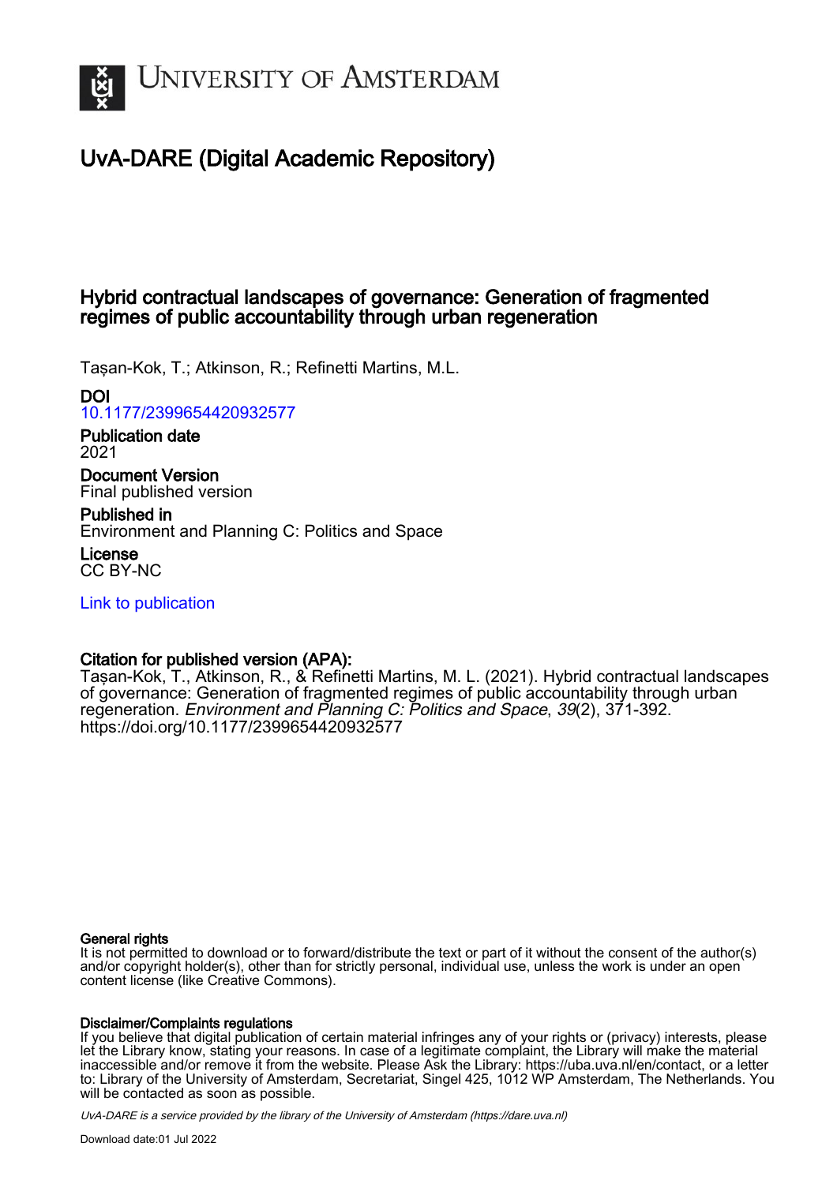# UvA-DARE (Digital Academic Repository)

## Hybrid contractual landscapes of governance: Generation of fragmented regimes of public accountability through urban regeneration

Taşan-Kok, T.; Atkinson, R.; Refinetti Martins, M.L.

**DOI**
10.1177/2399654420932577

**Publication date**
2021

**Document Version**
Final published version

**Published in**
Environment and Planning C: Politics and Space

**License**
CC BY-NC

Link to publication

**Citation for published version (APA):**
Taşan-Kok, T., Atkinson, R., & Refinetti Martins, M. L. (2021). Hybrid contractual landscapes of governance: Generation of fragmented regimes of public accountability through urban regeneration. *Environment and Planning C: Politics and Space*, *39*(2), 371-392. https://doi.org/10.1177/2399654420932577

**General rights**
It is not permitted to download or to forward/distribute the text or part of it without the consent of the author(s) and/or copyright holder(s), other than for strictly personal, individual use, unless the work is under an open content license (like Creative Commons).

**Disclaimer/Complaints regulations**
If you believe that digital publication of certain material infringes any of your rights or (privacy) interests, please let the Library know, stating your reasons. In case of a legitimate complaint, the Library will make the material inaccessible and/or remove it from the website. Please Ask the Library: https://uba.uva.nl/en/contact, or a letter to: Library of the University of Amsterdam, Secretariat, Singel 425, 1012 WP Amsterdam, The Netherlands. You will be contacted as soon as possible.

*UvA-DARE is a service provided by the library of the University of Amsterdam (https://dare.uva.nl)*

Download date:01 Jul 2022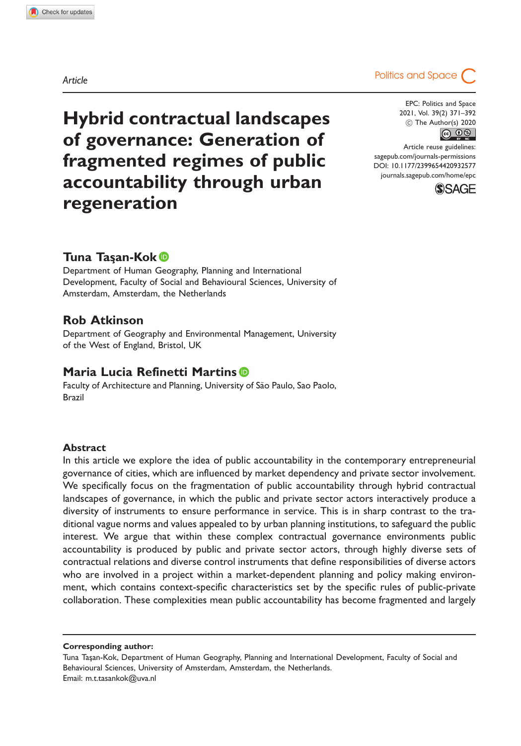Article

# Hybrid contractual landscapes of governance: Generation of fragmented regimes of public accountability through urban regeneration

EPC: Politics and Space
2021, Vol. 39(2) 371–392
© The Author(s) 2020
Article reuse guidelines:
sagepub.com/journals-permissions
DOI: 10.1177/2399654420932577
journals.sagepub.com/home/epc

**Tuna Taşan-Kok**
Department of Human Geography, Planning and International Development, Faculty of Social and Behavioural Sciences, University of Amsterdam, Amsterdam, the Netherlands

**Rob Atkinson**
Department of Geography and Environmental Management, University of the West of England, Bristol, UK

**Maria Lucia Refinetti Martins**
Faculty of Architecture and Planning, University of São Paulo, Sao Paolo, Brazil

## Abstract

In this article we explore the idea of public accountability in the contemporary entrepreneurial governance of cities, which are influenced by market dependency and private sector involvement. We specifically focus on the fragmentation of public accountability through hybrid contractual landscapes of governance, in which the public and private sector actors interactively produce a diversity of instruments to ensure performance in service. This is in sharp contrast to the traditional vague norms and values appealed to by urban planning institutions, to safeguard the public interest. We argue that within these complex contractual governance environments public accountability is produced by public and private sector actors, through highly diverse sets of contractual relations and diverse control instruments that define responsibilities of diverse actors who are involved in a project within a market-dependent planning and policy making environment, which contains context-specific characteristics set by the specific rules of public-private collaboration. These complexities mean public accountability has become fragmented and largely

**Corresponding author:**
Tuna Taşan-Kok, Department of Human Geography, Planning and International Development, Faculty of Social and Behavioural Sciences, University of Amsterdam, Amsterdam, the Netherlands.
Email: m.t.tasankok@uva.nl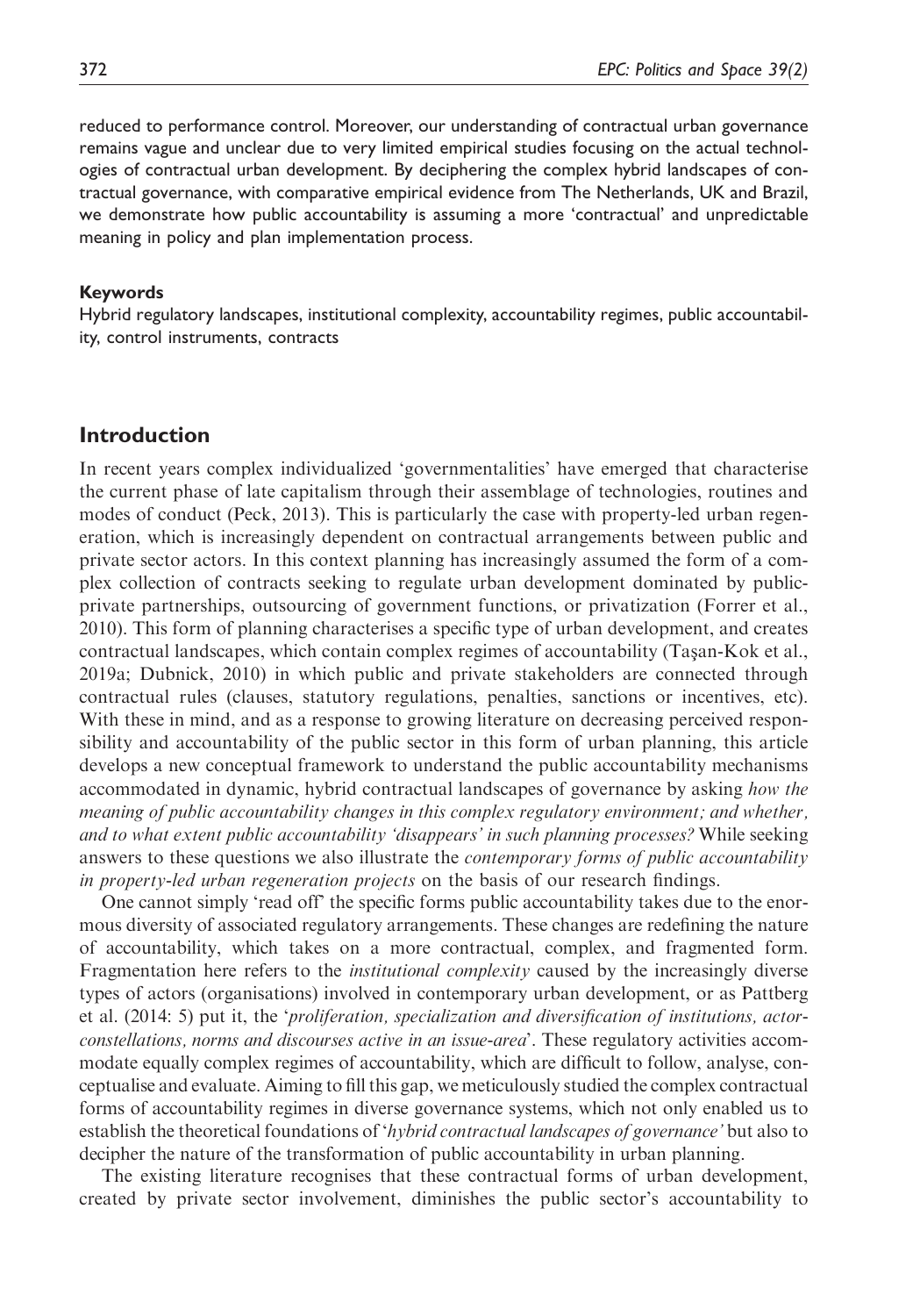reduced to performance control. Moreover, our understanding of contractual urban governance remains vague and unclear due to very limited empirical studies focusing on the actual technologies of contractual urban development. By deciphering the complex hybrid landscapes of contractual governance, with comparative empirical evidence from The Netherlands, UK and Brazil, we demonstrate how public accountability is assuming a more 'contractual' and unpredictable meaning in policy and plan implementation process.

#### Keywords

Hybrid regulatory landscapes, institutional complexity, accountability regimes, public accountability, control instruments, contracts

## Introduction

In recent years complex individualized 'governmentalities' have emerged that characterise the current phase of late capitalism through their assemblage of technologies, routines and modes of conduct (Peck, 2013). This is particularly the case with property-led urban regeneration, which is increasingly dependent on contractual arrangements between public and private sector actors. In this context planning has increasingly assumed the form of a complex collection of contracts seeking to regulate urban development dominated by public-private partnerships, outsourcing of government functions, or privatization (Forrer et al., 2010). This form of planning characterises a specific type of urban development, and creates contractual landscapes, which contain complex regimes of accountability (Taşan-Kok et al., 2019a; Dubnick, 2010) in which public and private stakeholders are connected through contractual rules (clauses, statutory regulations, penalties, sanctions or incentives, etc). With these in mind, and as a response to growing literature on decreasing perceived responsibility and accountability of the public sector in this form of urban planning, this article develops a new conceptual framework to understand the public accountability mechanisms accommodated in dynamic, hybrid contractual landscapes of governance by asking *how the meaning of public accountability changes in this complex regulatory environment; and whether, and to what extent public accountability 'disappears' in such planning processes?* While seeking answers to these questions we also illustrate the *contemporary forms of public accountability in property-led urban regeneration projects* on the basis of our research findings.

One cannot simply 'read off' the specific forms public accountability takes due to the enormous diversity of associated regulatory arrangements. These changes are redefining the nature of accountability, which takes on a more contractual, complex, and fragmented form. Fragmentation here refers to the *institutional complexity* caused by the increasingly diverse types of actors (organisations) involved in contemporary urban development, or as Pattberg et al. (2014: 5) put it, the '*proliferation, specialization and diversification of institutions, actor-constellations, norms and discourses active in an issue-area*'. These regulatory activities accommodate equally complex regimes of accountability, which are difficult to follow, analyse, conceptualise and evaluate. Aiming to fill this gap, we meticulously studied the complex contractual forms of accountability regimes in diverse governance systems, which not only enabled us to establish the theoretical foundations of '*hybrid contractual landscapes of governance*' but also to decipher the nature of the transformation of public accountability in urban planning.

The existing literature recognises that these contractual forms of urban development, created by private sector involvement, diminishes the public sector's accountability to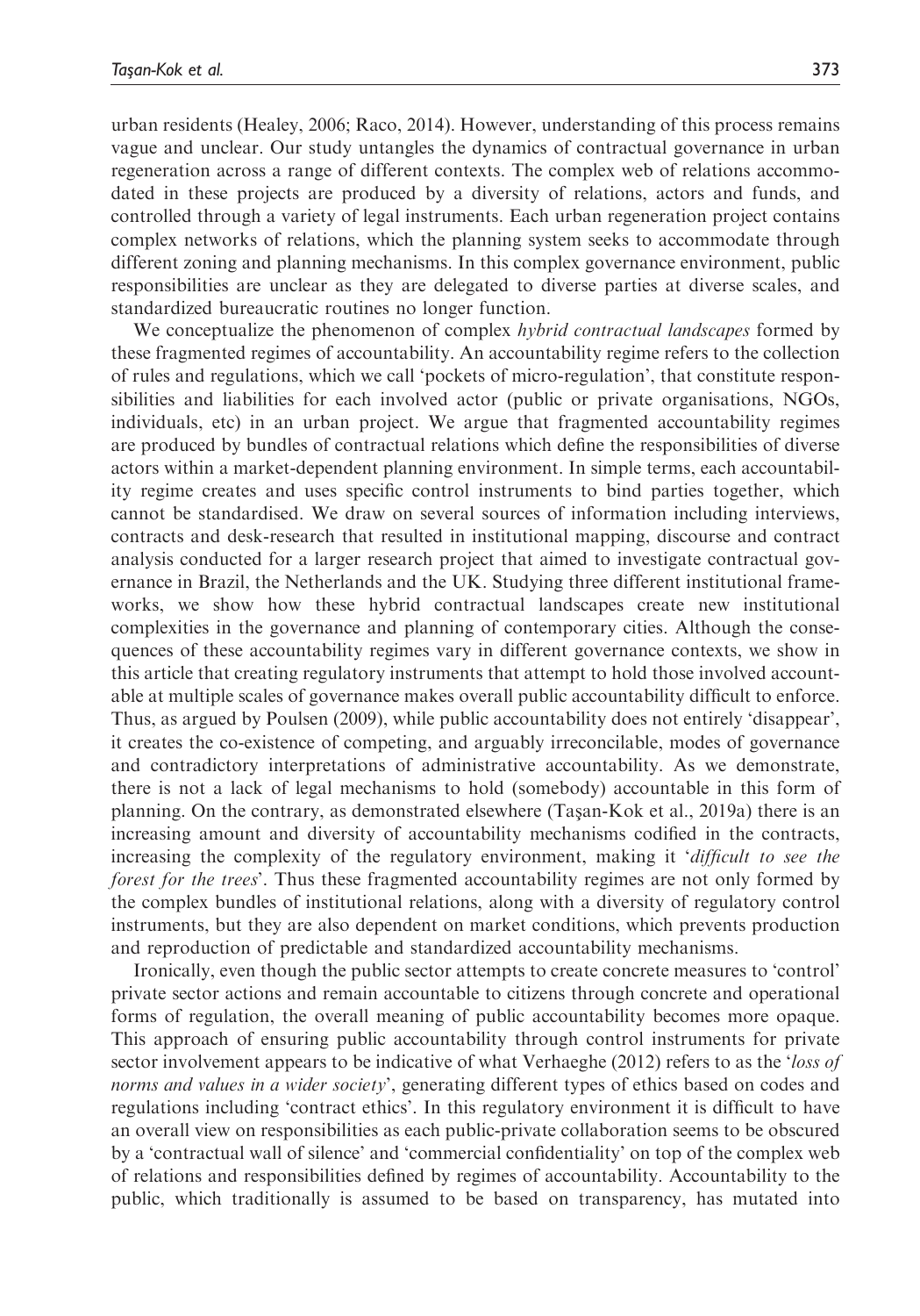urban residents (Healey, 2006; Raco, 2014). However, understanding of this process remains vague and unclear. Our study untangles the dynamics of contractual governance in urban regeneration across a range of different contexts. The complex web of relations accommodated in these projects are produced by a diversity of relations, actors and funds, and controlled through a variety of legal instruments. Each urban regeneration project contains complex networks of relations, which the planning system seeks to accommodate through different zoning and planning mechanisms. In this complex governance environment, public responsibilities are unclear as they are delegated to diverse parties at diverse scales, and standardized bureaucratic routines no longer function.

We conceptualize the phenomenon of complex *hybrid contractual landscapes* formed by these fragmented regimes of accountability. An accountability regime refers to the collection of rules and regulations, which we call 'pockets of micro-regulation', that constitute responsibilities and liabilities for each involved actor (public or private organisations, NGOs, individuals, etc) in an urban project. We argue that fragmented accountability regimes are produced by bundles of contractual relations which define the responsibilities of diverse actors within a market-dependent planning environment. In simple terms, each accountability regime creates and uses specific control instruments to bind parties together, which cannot be standardised. We draw on several sources of information including interviews, contracts and desk-research that resulted in institutional mapping, discourse and contract analysis conducted for a larger research project that aimed to investigate contractual governance in Brazil, the Netherlands and the UK. Studying three different institutional frameworks, we show how these hybrid contractual landscapes create new institutional complexities in the governance and planning of contemporary cities. Although the consequences of these accountability regimes vary in different governance contexts, we show in this article that creating regulatory instruments that attempt to hold those involved accountable at multiple scales of governance makes overall public accountability difficult to enforce. Thus, as argued by Poulsen (2009), while public accountability does not entirely 'disappear', it creates the co-existence of competing, and arguably irreconcilable, modes of governance and contradictory interpretations of administrative accountability. As we demonstrate, there is not a lack of legal mechanisms to hold (somebody) accountable in this form of planning. On the contrary, as demonstrated elsewhere (Taşan-Kok et al., 2019a) there is an increasing amount and diversity of accountability mechanisms codified in the contracts, increasing the complexity of the regulatory environment, making it '*difficult to see the forest for the trees*'. Thus these fragmented accountability regimes are not only formed by the complex bundles of institutional relations, along with a diversity of regulatory control instruments, but they are also dependent on market conditions, which prevents production and reproduction of predictable and standardized accountability mechanisms.

Ironically, even though the public sector attempts to create concrete measures to 'control' private sector actions and remain accountable to citizens through concrete and operational forms of regulation, the overall meaning of public accountability becomes more opaque. This approach of ensuring public accountability through control instruments for private sector involvement appears to be indicative of what Verhaeghe (2012) refers to as the '*loss of norms and values in a wider society*', generating different types of ethics based on codes and regulations including 'contract ethics'. In this regulatory environment it is difficult to have an overall view on responsibilities as each public-private collaboration seems to be obscured by a 'contractual wall of silence' and 'commercial confidentiality' on top of the complex web of relations and responsibilities defined by regimes of accountability. Accountability to the public, which traditionally is assumed to be based on transparency, has mutated into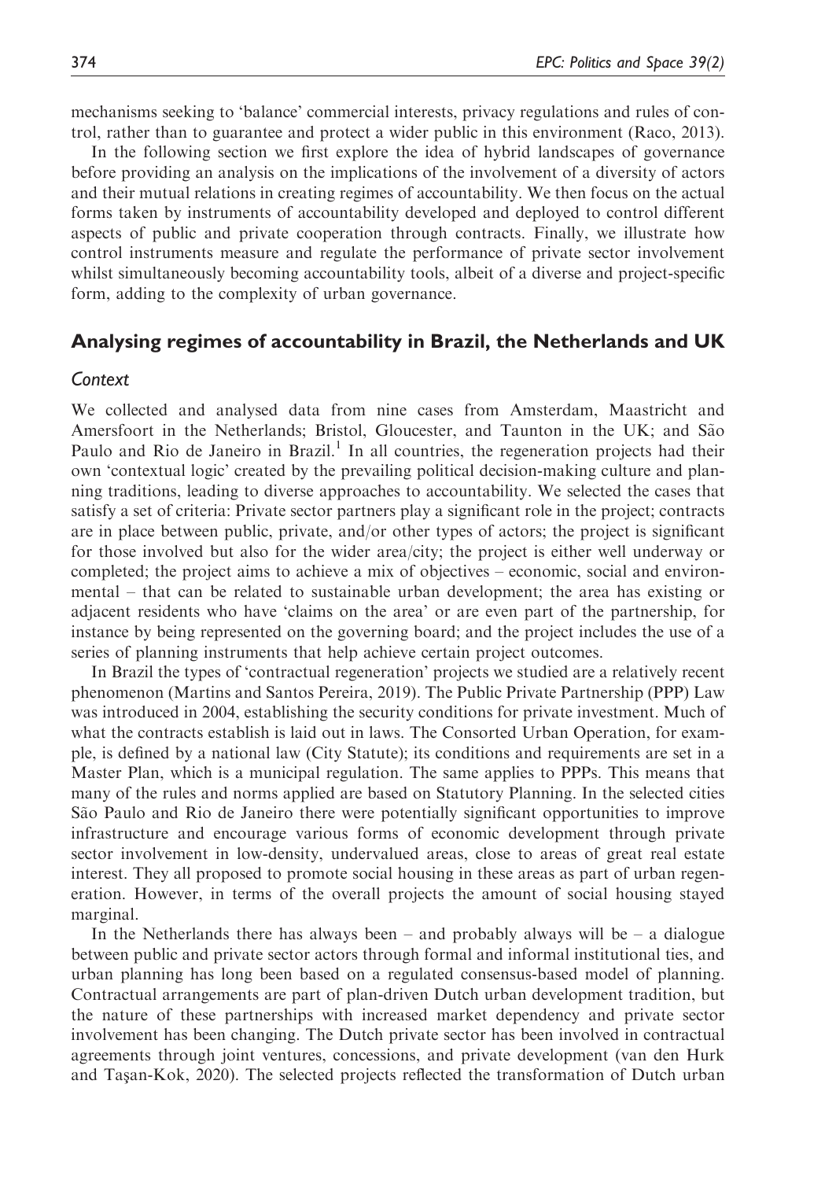mechanisms seeking to 'balance' commercial interests, privacy regulations and rules of control, rather than to guarantee and protect a wider public in this environment (Raco, 2013).

In the following section we first explore the idea of hybrid landscapes of governance before providing an analysis on the implications of the involvement of a diversity of actors and their mutual relations in creating regimes of accountability. We then focus on the actual forms taken by instruments of accountability developed and deployed to control different aspects of public and private cooperation through contracts. Finally, we illustrate how control instruments measure and regulate the performance of private sector involvement whilst simultaneously becoming accountability tools, albeit of a diverse and project-specific form, adding to the complexity of urban governance.

## Analysing regimes of accountability in Brazil, the Netherlands and UK

### *Context*

We collected and analysed data from nine cases from Amsterdam, Maastricht and Amersfoort in the Netherlands; Bristol, Gloucester, and Taunton in the UK; and São Paulo and Rio de Janeiro in Brazil.[1] In all countries, the regeneration projects had their own 'contextual logic' created by the prevailing political decision-making culture and planning traditions, leading to diverse approaches to accountability. We selected the cases that satisfy a set of criteria: Private sector partners play a significant role in the project; contracts are in place between public, private, and/or other types of actors; the project is significant for those involved but also for the wider area/city; the project is either well underway or completed; the project aims to achieve a mix of objectives – economic, social and environmental – that can be related to sustainable urban development; the area has existing or adjacent residents who have 'claims on the area' or are even part of the partnership, for instance by being represented on the governing board; and the project includes the use of a series of planning instruments that help achieve certain project outcomes.

In Brazil the types of 'contractual regeneration' projects we studied are a relatively recent phenomenon (Martins and Santos Pereira, 2019). The Public Private Partnership (PPP) Law was introduced in 2004, establishing the security conditions for private investment. Much of what the contracts establish is laid out in laws. The Consorted Urban Operation, for example, is defined by a national law (City Statute); its conditions and requirements are set in a Master Plan, which is a municipal regulation. The same applies to PPPs. This means that many of the rules and norms applied are based on Statutory Planning. In the selected cities São Paulo and Rio de Janeiro there were potentially significant opportunities to improve infrastructure and encourage various forms of economic development through private sector involvement in low-density, undervalued areas, close to areas of great real estate interest. They all proposed to promote social housing in these areas as part of urban regeneration. However, in terms of the overall projects the amount of social housing stayed marginal.

In the Netherlands there has always been – and probably always will be – a dialogue between public and private sector actors through formal and informal institutional ties, and urban planning has long been based on a regulated consensus-based model of planning. Contractual arrangements are part of plan-driven Dutch urban development tradition, but the nature of these partnerships with increased market dependency and private sector involvement has been changing. The Dutch private sector has been involved in contractual agreements through joint ventures, concessions, and private development (van den Hurk and Taşan-Kok, 2020). The selected projects reflected the transformation of Dutch urban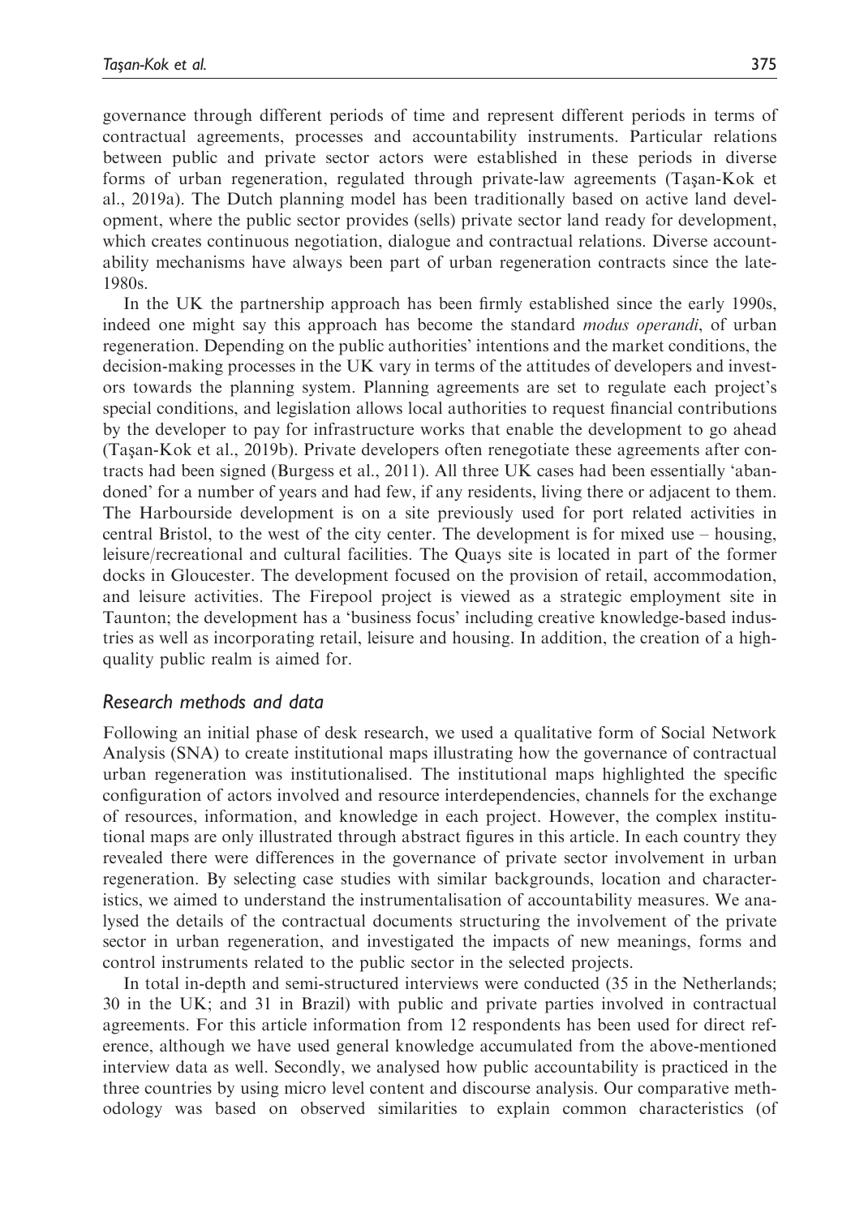governance through different periods of time and represent different periods in terms of contractual agreements, processes and accountability instruments. Particular relations between public and private sector actors were established in these periods in diverse forms of urban regeneration, regulated through private-law agreements (Taşan-Kok et al., 2019a). The Dutch planning model has been traditionally based on active land development, where the public sector provides (sells) private sector land ready for development, which creates continuous negotiation, dialogue and contractual relations. Diverse accountability mechanisms have always been part of urban regeneration contracts since the late-1980s.

In the UK the partnership approach has been firmly established since the early 1990s, indeed one might say this approach has become the standard *modus operandi*, of urban regeneration. Depending on the public authorities' intentions and the market conditions, the decision-making processes in the UK vary in terms of the attitudes of developers and investors towards the planning system. Planning agreements are set to regulate each project's special conditions, and legislation allows local authorities to request financial contributions by the developer to pay for infrastructure works that enable the development to go ahead (Taşan-Kok et al., 2019b). Private developers often renegotiate these agreements after contracts had been signed (Burgess et al., 2011). All three UK cases had been essentially 'abandoned' for a number of years and had few, if any residents, living there or adjacent to them. The Harbourside development is on a site previously used for port related activities in central Bristol, to the west of the city center. The development is for mixed use – housing, leisure/recreational and cultural facilities. The Quays site is located in part of the former docks in Gloucester. The development focused on the provision of retail, accommodation, and leisure activities. The Firepool project is viewed as a strategic employment site in Taunton; the development has a 'business focus' including creative knowledge-based industries as well as incorporating retail, leisure and housing. In addition, the creation of a high-quality public realm is aimed for.

## Research methods and data

Following an initial phase of desk research, we used a qualitative form of Social Network Analysis (SNA) to create institutional maps illustrating how the governance of contractual urban regeneration was institutionalised. The institutional maps highlighted the specific configuration of actors involved and resource interdependencies, channels for the exchange of resources, information, and knowledge in each project. However, the complex institutional maps are only illustrated through abstract figures in this article. In each country they revealed there were differences in the governance of private sector involvement in urban regeneration. By selecting case studies with similar backgrounds, location and characteristics, we aimed to understand the instrumentalisation of accountability measures. We analysed the details of the contractual documents structuring the involvement of the private sector in urban regeneration, and investigated the impacts of new meanings, forms and control instruments related to the public sector in the selected projects.

In total in-depth and semi-structured interviews were conducted (35 in the Netherlands; 30 in the UK; and 31 in Brazil) with public and private parties involved in contractual agreements. For this article information from 12 respondents has been used for direct reference, although we have used general knowledge accumulated from the above-mentioned interview data as well. Secondly, we analysed how public accountability is practiced in the three countries by using micro level content and discourse analysis. Our comparative methodology was based on observed similarities to explain common characteristics (of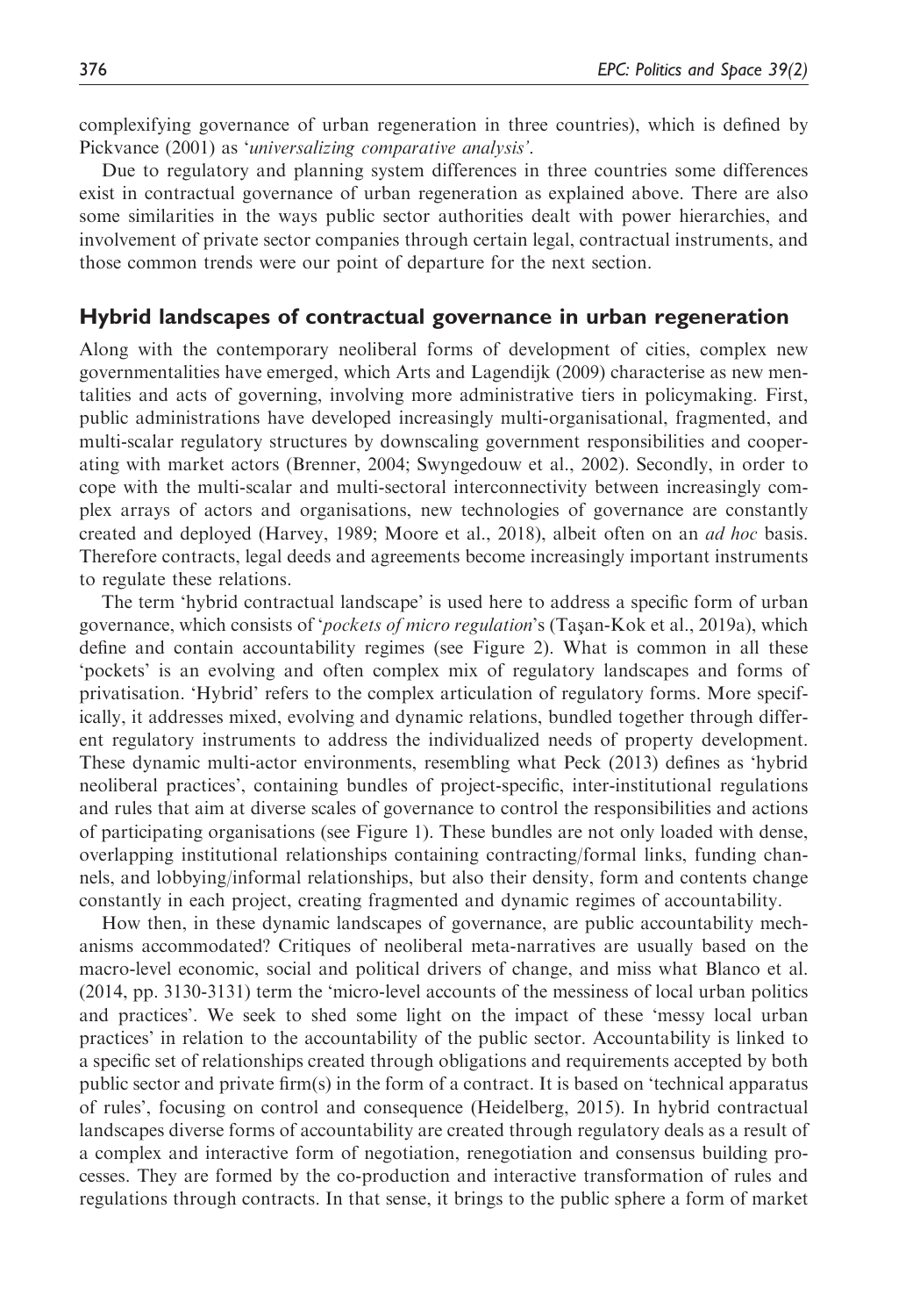complexifying governance of urban regeneration in three countries), which is defined by Pickvance (2001) as '*universalizing comparative analysis*'.

Due to regulatory and planning system differences in three countries some differences exist in contractual governance of urban regeneration as explained above. There are also some similarities in the ways public sector authorities dealt with power hierarchies, and involvement of private sector companies through certain legal, contractual instruments, and those common trends were our point of departure for the next section.

## Hybrid landscapes of contractual governance in urban regeneration

Along with the contemporary neoliberal forms of development of cities, complex new governmentalities have emerged, which Arts and Lagendijk (2009) characterise as new mentalities and acts of governing, involving more administrative tiers in policymaking. First, public administrations have developed increasingly multi-organisational, fragmented, and multi-scalar regulatory structures by downscaling government responsibilities and cooperating with market actors (Brenner, 2004; Swyngedouw et al., 2002). Secondly, in order to cope with the multi-scalar and multi-sectoral interconnectivity between increasingly complex arrays of actors and organisations, new technologies of governance are constantly created and deployed (Harvey, 1989; Moore et al., 2018), albeit often on an *ad hoc* basis. Therefore contracts, legal deeds and agreements become increasingly important instruments to regulate these relations.

The term 'hybrid contractual landscape' is used here to address a specific form of urban governance, which consists of '*pockets of micro regulation*'s (Taşan-Kok et al., 2019a), which define and contain accountability regimes (see Figure 2). What is common in all these 'pockets' is an evolving and often complex mix of regulatory landscapes and forms of privatisation. 'Hybrid' refers to the complex articulation of regulatory forms. More specifically, it addresses mixed, evolving and dynamic relations, bundled together through different regulatory instruments to address the individualized needs of property development. These dynamic multi-actor environments, resembling what Peck (2013) defines as 'hybrid neoliberal practices', containing bundles of project-specific, inter-institutional regulations and rules that aim at diverse scales of governance to control the responsibilities and actions of participating organisations (see Figure 1). These bundles are not only loaded with dense, overlapping institutional relationships containing contracting/formal links, funding channels, and lobbying/informal relationships, but also their density, form and contents change constantly in each project, creating fragmented and dynamic regimes of accountability.

How then, in these dynamic landscapes of governance, are public accountability mechanisms accommodated? Critiques of neoliberal meta-narratives are usually based on the macro-level economic, social and political drivers of change, and miss what Blanco et al. (2014, pp. 3130-3131) term the 'micro-level accounts of the messiness of local urban politics and practices'. We seek to shed some light on the impact of these 'messy local urban practices' in relation to the accountability of the public sector. Accountability is linked to a specific set of relationships created through obligations and requirements accepted by both public sector and private firm(s) in the form of a contract. It is based on 'technical apparatus of rules', focusing on control and consequence (Heidelberg, 2015). In hybrid contractual landscapes diverse forms of accountability are created through regulatory deals as a result of a complex and interactive form of negotiation, renegotiation and consensus building processes. They are formed by the co-production and interactive transformation of rules and regulations through contracts. In that sense, it brings to the public sphere a form of market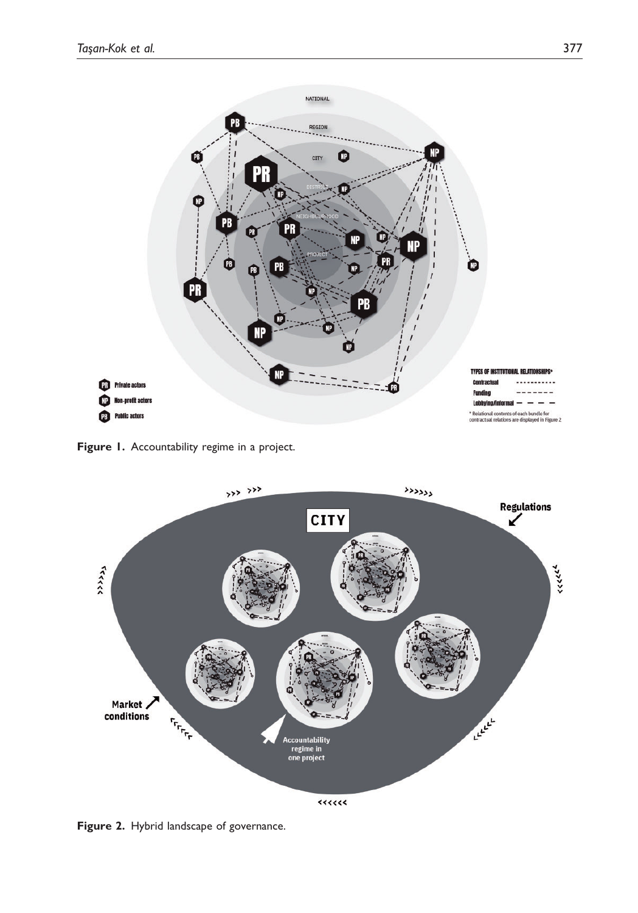Figure 1. Accountability regime in a project.

Figure 2. Hybrid landscape of governance.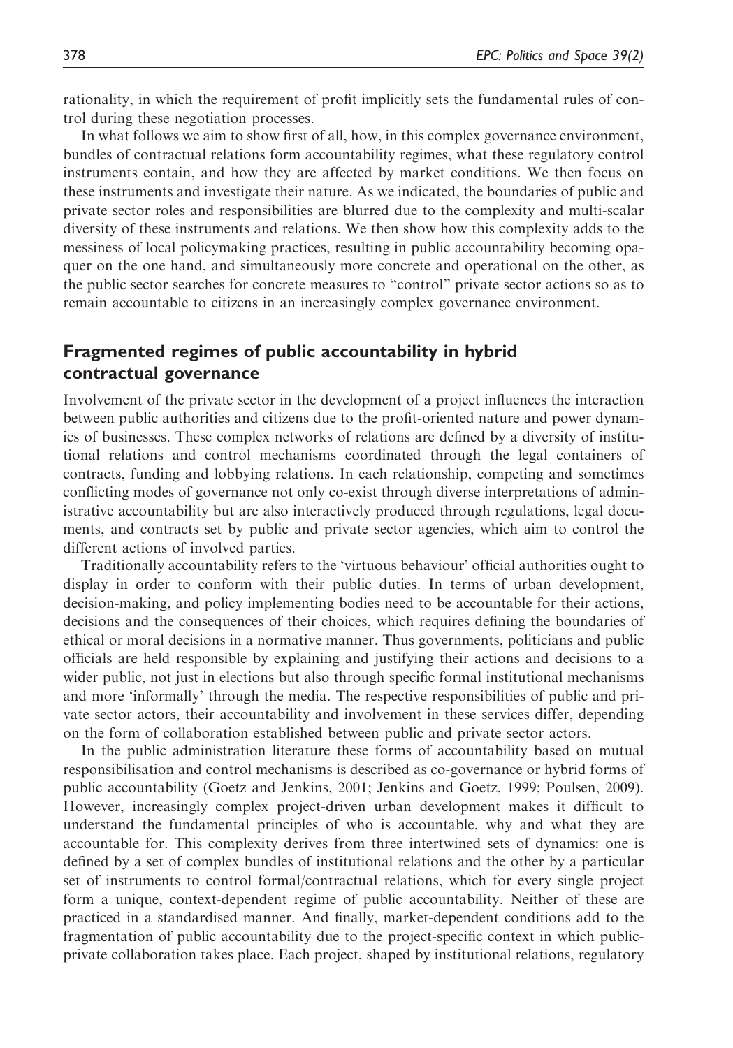rationality, in which the requirement of profit implicitly sets the fundamental rules of control during these negotiation processes.

In what follows we aim to show first of all, how, in this complex governance environment, bundles of contractual relations form accountability regimes, what these regulatory control instruments contain, and how they are affected by market conditions. We then focus on these instruments and investigate their nature. As we indicated, the boundaries of public and private sector roles and responsibilities are blurred due to the complexity and multi-scalar diversity of these instruments and relations. We then show how this complexity adds to the messiness of local policymaking practices, resulting in public accountability becoming opaquer on the one hand, and simultaneously more concrete and operational on the other, as the public sector searches for concrete measures to "control" private sector actions so as to remain accountable to citizens in an increasingly complex governance environment.

## Fragmented regimes of public accountability in hybrid contractual governance

Involvement of the private sector in the development of a project influences the interaction between public authorities and citizens due to the profit-oriented nature and power dynamics of businesses. These complex networks of relations are defined by a diversity of institutional relations and control mechanisms coordinated through the legal containers of contracts, funding and lobbying relations. In each relationship, competing and sometimes conflicting modes of governance not only co-exist through diverse interpretations of administrative accountability but are also interactively produced through regulations, legal documents, and contracts set by public and private sector agencies, which aim to control the different actions of involved parties.

Traditionally accountability refers to the 'virtuous behaviour' official authorities ought to display in order to conform with their public duties. In terms of urban development, decision-making, and policy implementing bodies need to be accountable for their actions, decisions and the consequences of their choices, which requires defining the boundaries of ethical or moral decisions in a normative manner. Thus governments, politicians and public officials are held responsible by explaining and justifying their actions and decisions to a wider public, not just in elections but also through specific formal institutional mechanisms and more 'informally' through the media. The respective responsibilities of public and private sector actors, their accountability and involvement in these services differ, depending on the form of collaboration established between public and private sector actors.

In the public administration literature these forms of accountability based on mutual responsibilisation and control mechanisms is described as co-governance or hybrid forms of public accountability (Goetz and Jenkins, 2001; Jenkins and Goetz, 1999; Poulsen, 2009). However, increasingly complex project-driven urban development makes it difficult to understand the fundamental principles of who is accountable, why and what they are accountable for. This complexity derives from three intertwined sets of dynamics: one is defined by a set of complex bundles of institutional relations and the other by a particular set of instruments to control formal/contractual relations, which for every single project form a unique, context-dependent regime of public accountability. Neither of these are practiced in a standardised manner. And finally, market-dependent conditions add to the fragmentation of public accountability due to the project-specific context in which public-private collaboration takes place. Each project, shaped by institutional relations, regulatory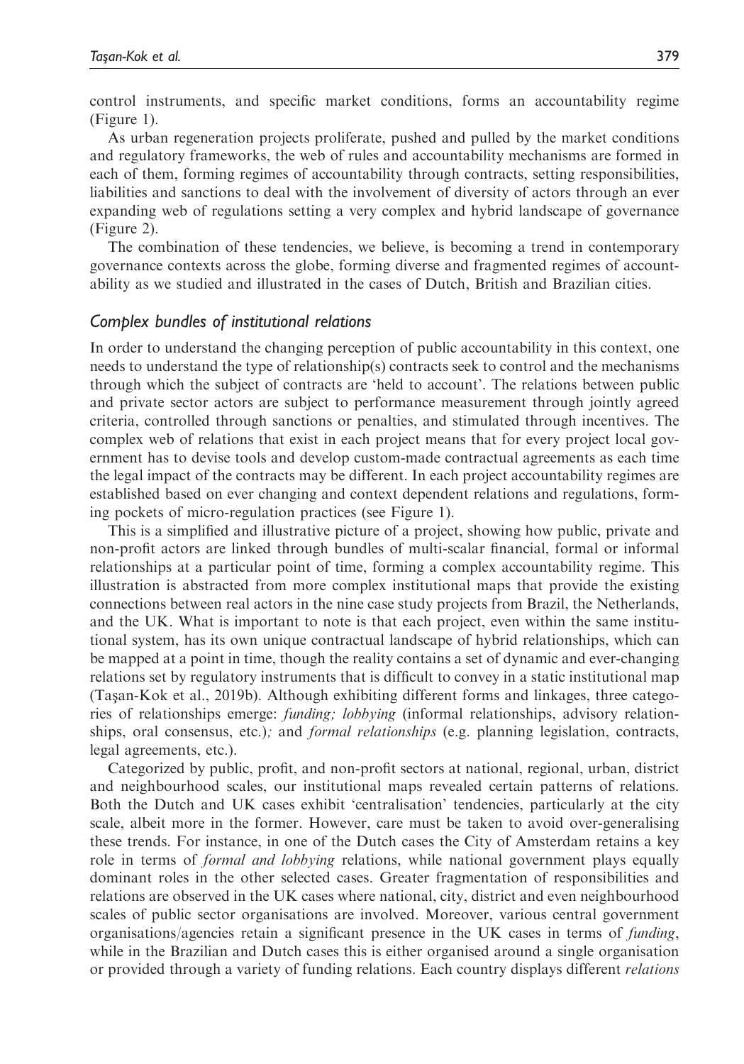control instruments, and specific market conditions, forms an accountability regime (Figure 1).

As urban regeneration projects proliferate, pushed and pulled by the market conditions and regulatory frameworks, the web of rules and accountability mechanisms are formed in each of them, forming regimes of accountability through contracts, setting responsibilities, liabilities and sanctions to deal with the involvement of diversity of actors through an ever expanding web of regulations setting a very complex and hybrid landscape of governance (Figure 2).

The combination of these tendencies, we believe, is becoming a trend in contemporary governance contexts across the globe, forming diverse and fragmented regimes of accountability as we studied and illustrated in the cases of Dutch, British and Brazilian cities.

### *Complex bundles of institutional relations*

In order to understand the changing perception of public accountability in this context, one needs to understand the type of relationship(s) contracts seek to control and the mechanisms through which the subject of contracts are 'held to account'. The relations between public and private sector actors are subject to performance measurement through jointly agreed criteria, controlled through sanctions or penalties, and stimulated through incentives. The complex web of relations that exist in each project means that for every project local government has to devise tools and develop custom-made contractual agreements as each time the legal impact of the contracts may be different. In each project accountability regimes are established based on ever changing and context dependent relations and regulations, forming pockets of micro-regulation practices (see Figure 1).

This is a simplified and illustrative picture of a project, showing how public, private and non-profit actors are linked through bundles of multi-scalar financial, formal or informal relationships at a particular point of time, forming a complex accountability regime. This illustration is abstracted from more complex institutional maps that provide the existing connections between real actors in the nine case study projects from Brazil, the Netherlands, and the UK. What is important to note is that each project, even within the same institutional system, has its own unique contractual landscape of hybrid relationships, which can be mapped at a point in time, though the reality contains a set of dynamic and ever-changing relations set by regulatory instruments that is difficult to convey in a static institutional map (Taşan-Kok et al., 2019b). Although exhibiting different forms and linkages, three categories of relationships emerge: *funding; lobbying* (informal relationships, advisory relationships, oral consensus, etc.)*;* and *formal relationships* (e.g. planning legislation, contracts, legal agreements, etc.).

Categorized by public, profit, and non-profit sectors at national, regional, urban, district and neighbourhood scales, our institutional maps revealed certain patterns of relations. Both the Dutch and UK cases exhibit 'centralisation' tendencies, particularly at the city scale, albeit more in the former. However, care must be taken to avoid over-generalising these trends. For instance, in one of the Dutch cases the City of Amsterdam retains a key role in terms of *formal and lobbying* relations, while national government plays equally dominant roles in the other selected cases. Greater fragmentation of responsibilities and relations are observed in the UK cases where national, city, district and even neighbourhood scales of public sector organisations are involved. Moreover, various central government organisations/agencies retain a significant presence in the UK cases in terms of *funding*, while in the Brazilian and Dutch cases this is either organised around a single organisation or provided through a variety of funding relations. Each country displays different *relations*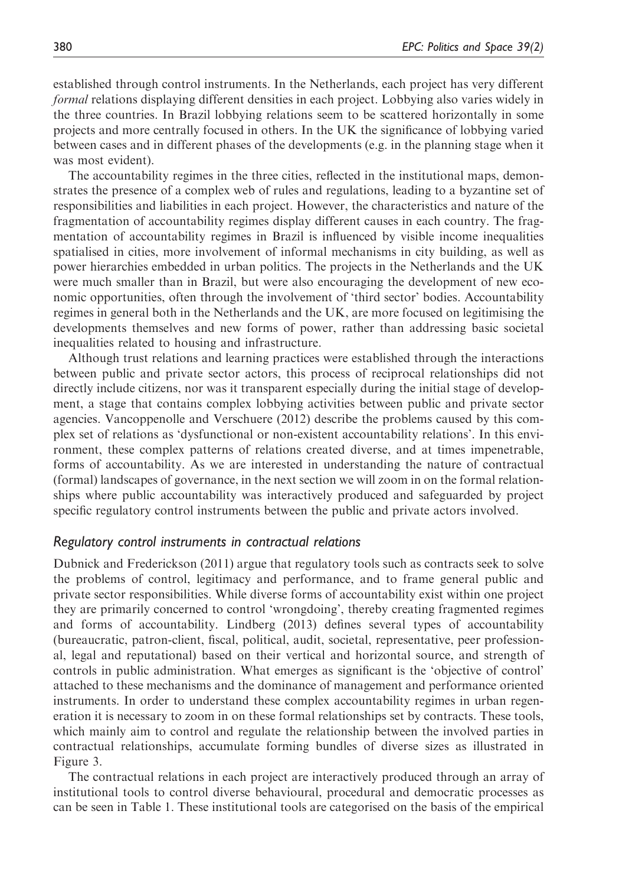established through control instruments. In the Netherlands, each project has very different *formal* relations displaying different densities in each project. Lobbying also varies widely in the three countries. In Brazil lobbying relations seem to be scattered horizontally in some projects and more centrally focused in others. In the UK the significance of lobbying varied between cases and in different phases of the developments (e.g. in the planning stage when it was most evident).

The accountability regimes in the three cities, reflected in the institutional maps, demonstrates the presence of a complex web of rules and regulations, leading to a byzantine set of responsibilities and liabilities in each project. However, the characteristics and nature of the fragmentation of accountability regimes display different causes in each country. The fragmentation of accountability regimes in Brazil is influenced by visible income inequalities spatialised in cities, more involvement of informal mechanisms in city building, as well as power hierarchies embedded in urban politics. The projects in the Netherlands and the UK were much smaller than in Brazil, but were also encouraging the development of new economic opportunities, often through the involvement of 'third sector' bodies. Accountability regimes in general both in the Netherlands and the UK, are more focused on legitimising the developments themselves and new forms of power, rather than addressing basic societal inequalities related to housing and infrastructure.

Although trust relations and learning practices were established through the interactions between public and private sector actors, this process of reciprocal relationships did not directly include citizens, nor was it transparent especially during the initial stage of development, a stage that contains complex lobbying activities between public and private sector agencies. Vancoppenolle and Verschuere (2012) describe the problems caused by this complex set of relations as 'dysfunctional or non-existent accountability relations'. In this environment, these complex patterns of relations created diverse, and at times impenetrable, forms of accountability. As we are interested in understanding the nature of contractual (formal) landscapes of governance, in the next section we will zoom in on the formal relationships where public accountability was interactively produced and safeguarded by project specific regulatory control instruments between the public and private actors involved.

## *Regulatory control instruments in contractual relations*

Dubnick and Frederickson (2011) argue that regulatory tools such as contracts seek to solve the problems of control, legitimacy and performance, and to frame general public and private sector responsibilities. While diverse forms of accountability exist within one project they are primarily concerned to control 'wrongdoing', thereby creating fragmented regimes and forms of accountability. Lindberg (2013) defines several types of accountability (bureaucratic, patron-client, fiscal, political, audit, societal, representative, peer professional, legal and reputational) based on their vertical and horizontal source, and strength of controls in public administration. What emerges as significant is the 'objective of control' attached to these mechanisms and the dominance of management and performance oriented instruments. In order to understand these complex accountability regimes in urban regeneration it is necessary to zoom in on these formal relationships set by contracts. These tools, which mainly aim to control and regulate the relationship between the involved parties in contractual relationships, accumulate forming bundles of diverse sizes as illustrated in Figure 3.

The contractual relations in each project are interactively produced through an array of institutional tools to control diverse behavioural, procedural and democratic processes as can be seen in Table 1. These institutional tools are categorised on the basis of the empirical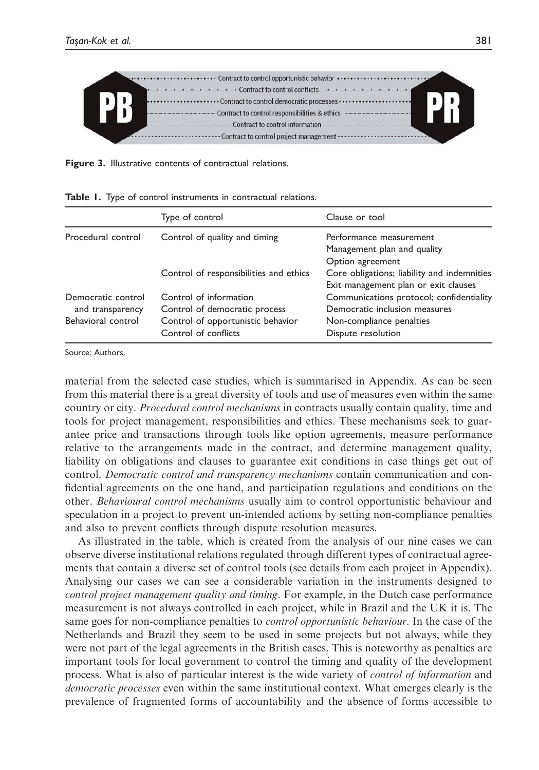Figure 3. Illustrative contents of contractual relations.

Table 1. Type of control instruments in contractual relations.

| | Type of control | Clause or tool |
|---|---|---|
| Procedural control | Control of quality and timing | Performance measurement<br>Management plan and quality<br>Option agreement |
| | Control of responsibilities and ethics | Core obligations; liability and indemnities<br>Exit management plan or exit clauses |
| Democratic control and transparency | Control of information<br>Control of democratic process | Communications protocol; confidentiality<br>Democratic inclusion measures |
| Behavioral control | Control of opportunistic behavior<br>Control of conflicts | Non-compliance penalties<br>Dispute resolution |

Source: Authors.

material from the selected case studies, which is summarised in Appendix. As can be seen from this material there is a great diversity of tools and use of measures even within the same country or city. *Procedural control mechanisms* in contracts usually contain quality, time and tools for project management, responsibilities and ethics. These mechanisms seek to guarantee price and transactions through tools like option agreements, measure performance relative to the arrangements made in the contract, and determine management quality, liability on obligations and clauses to guarantee exit conditions in case things get out of control. *Democratic control and transparency mechanisms* contain communication and confidential agreements on the one hand, and participation regulations and conditions on the other. *Behavioural control mechanisms* usually aim to control opportunistic behaviour and speculation in a project to prevent un-intended actions by setting non-compliance penalties and also to prevent conflicts through dispute resolution measures.

As illustrated in the table, which is created from the analysis of our nine cases we can observe diverse institutional relations regulated through different types of contractual agreements that contain a diverse set of control tools (see details from each project in Appendix). Analysing our cases we can see a considerable variation in the instruments designed to *control project management quality and timing*. For example, in the Dutch case performance measurement is not always controlled in each project, while in Brazil and the UK it is. The same goes for non-compliance penalties to *control opportunistic behaviour*. In the case of the Netherlands and Brazil they seem to be used in some projects but not always, while they were not part of the legal agreements in the British cases. This is noteworthy as penalties are important tools for local government to control the timing and quality of the development process. What is also of particular interest is the wide variety of *control of information* and *democratic processes* even within the same institutional context. What emerges clearly is the prevalence of fragmented forms of accountability and the absence of forms accessible to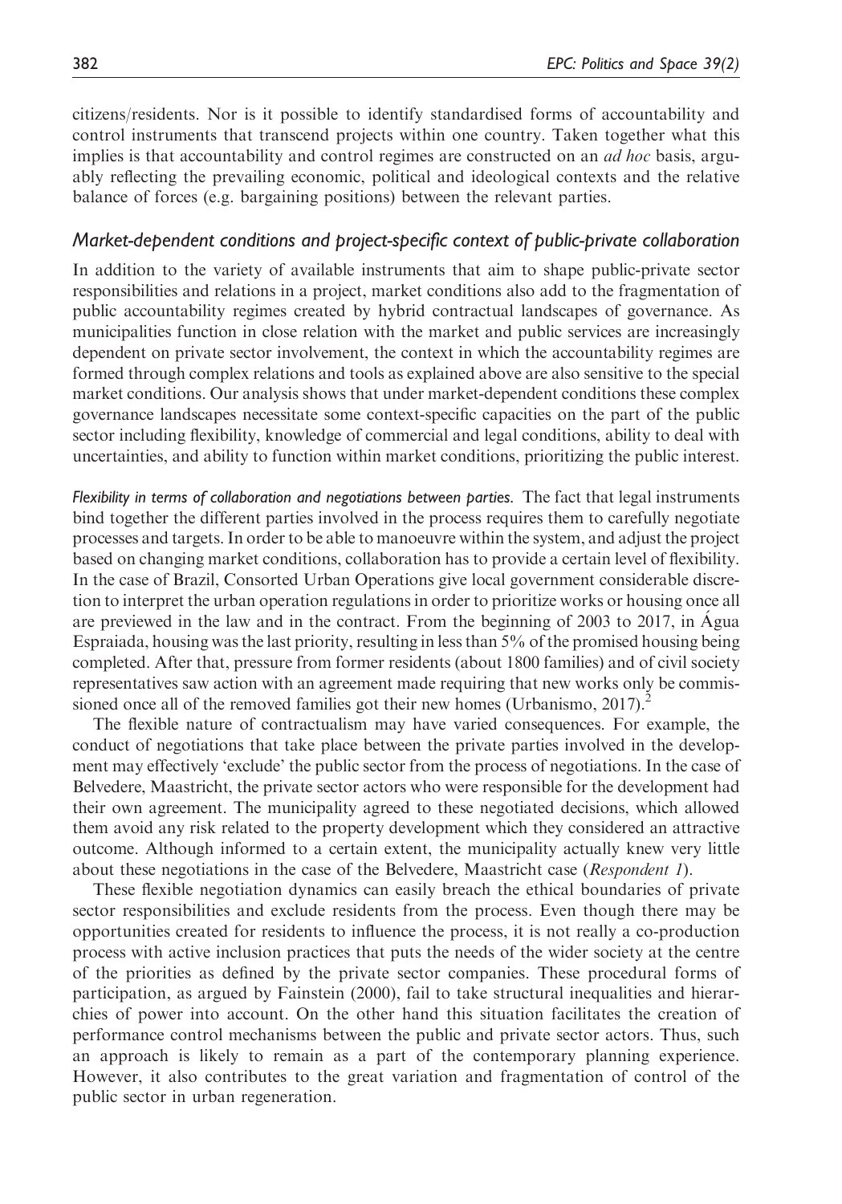citizens/residents. Nor is it possible to identify standardised forms of accountability and control instruments that transcend projects within one country. Taken together what this implies is that accountability and control regimes are constructed on an *ad hoc* basis, arguably reflecting the prevailing economic, political and ideological contexts and the relative balance of forces (e.g. bargaining positions) between the relevant parties.

## *Market-dependent conditions and project-specific context of public-private collaboration*

In addition to the variety of available instruments that aim to shape public-private sector responsibilities and relations in a project, market conditions also add to the fragmentation of public accountability regimes created by hybrid contractual landscapes of governance. As municipalities function in close relation with the market and public services are increasingly dependent on private sector involvement, the context in which the accountability regimes are formed through complex relations and tools as explained above are also sensitive to the special market conditions. Our analysis shows that under market-dependent conditions these complex governance landscapes necessitate some context-specific capacities on the part of the public sector including flexibility, knowledge of commercial and legal conditions, ability to deal with uncertainties, and ability to function within market conditions, prioritizing the public interest.

*Flexibility in terms of collaboration and negotiations between parties.* The fact that legal instruments bind together the different parties involved in the process requires them to carefully negotiate processes and targets. In order to be able to manoeuvre within the system, and adjust the project based on changing market conditions, collaboration has to provide a certain level of flexibility. In the case of Brazil, Consorted Urban Operations give local government considerable discretion to interpret the urban operation regulations in order to prioritize works or housing once all are previewed in the law and in the contract. From the beginning of 2003 to 2017, in Água Espraiada, housing was the last priority, resulting in less than 5% of the promised housing being completed. After that, pressure from former residents (about 1800 families) and of civil society representatives saw action with an agreement made requiring that new works only be commissioned once all of the removed families got their new homes (Urbanismo, 2017).[2]

The flexible nature of contractualism may have varied consequences. For example, the conduct of negotiations that take place between the private parties involved in the development may effectively 'exclude' the public sector from the process of negotiations. In the case of Belvedere, Maastricht, the private sector actors who were responsible for the development had their own agreement. The municipality agreed to these negotiated decisions, which allowed them avoid any risk related to the property development which they considered an attractive outcome. Although informed to a certain extent, the municipality actually knew very little about these negotiations in the case of the Belvedere, Maastricht case (*Respondent 1*).

These flexible negotiation dynamics can easily breach the ethical boundaries of private sector responsibilities and exclude residents from the process. Even though there may be opportunities created for residents to influence the process, it is not really a co-production process with active inclusion practices that puts the needs of the wider society at the centre of the priorities as defined by the private sector companies. These procedural forms of participation, as argued by Fainstein (2000), fail to take structural inequalities and hierarchies of power into account. On the other hand this situation facilitates the creation of performance control mechanisms between the public and private sector actors. Thus, such an approach is likely to remain as a part of the contemporary planning experience. However, it also contributes to the great variation and fragmentation of control of the public sector in urban regeneration.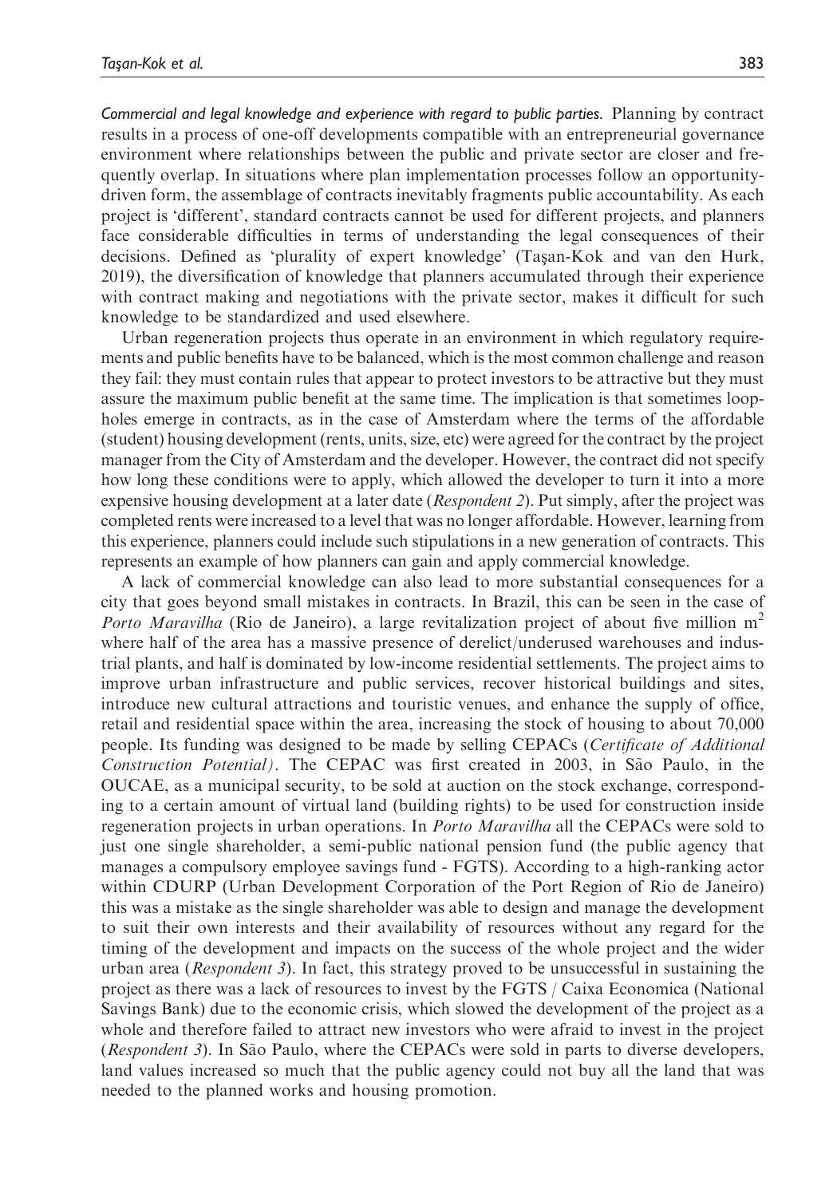*Commercial and legal knowledge and experience with regard to public parties.* Planning by contract results in a process of one-off developments compatible with an entrepreneurial governance environment where relationships between the public and private sector are closer and frequently overlap. In situations where plan implementation processes follow an opportunity-driven form, the assemblage of contracts inevitably fragments public accountability. As each project is 'different', standard contracts cannot be used for different projects, and planners face considerable difficulties in terms of understanding the legal consequences of their decisions. Defined as 'plurality of expert knowledge' (Taşan-Kok and van den Hurk, 2019), the diversification of knowledge that planners accumulated through their experience with contract making and negotiations with the private sector, makes it difficult for such knowledge to be standardized and used elsewhere.

Urban regeneration projects thus operate in an environment in which regulatory requirements and public benefits have to be balanced, which is the most common challenge and reason they fail: they must contain rules that appear to protect investors to be attractive but they must assure the maximum public benefit at the same time. The implication is that sometimes loopholes emerge in contracts, as in the case of Amsterdam where the terms of the affordable (student) housing development (rents, units, size, etc) were agreed for the contract by the project manager from the City of Amsterdam and the developer. However, the contract did not specify how long these conditions were to apply, which allowed the developer to turn it into a more expensive housing development at a later date (*Respondent 2*). Put simply, after the project was completed rents were increased to a level that was no longer affordable. However, learning from this experience, planners could include such stipulations in a new generation of contracts. This represents an example of how planners can gain and apply commercial knowledge.

A lack of commercial knowledge can also lead to more substantial consequences for a city that goes beyond small mistakes in contracts. In Brazil, this can be seen in the case of *Porto Maravilha* (Rio de Janeiro), a large revitalization project of about five million $m^2$ where half of the area has a massive presence of derelict/underused warehouses and industrial plants, and half is dominated by low-income residential settlements. The project aims to improve urban infrastructure and public services, recover historical buildings and sites, introduce new cultural attractions and touristic venues, and enhance the supply of office, retail and residential space within the area, increasing the stock of housing to about 70,000 people. Its funding was designed to be made by selling CEPACs (*Certificate of Additional Construction Potential)*. The CEPAC was first created in 2003, in São Paulo, in the OUCAE, as a municipal security, to be sold at auction on the stock exchange, corresponding to a certain amount of virtual land (building rights) to be used for construction inside regeneration projects in urban operations. In *Porto Maravilha* all the CEPACs were sold to just one single shareholder, a semi-public national pension fund (the public agency that manages a compulsory employee savings fund - FGTS). According to a high-ranking actor within CDURP (Urban Development Corporation of the Port Region of Rio de Janeiro) this was a mistake as the single shareholder was able to design and manage the development to suit their own interests and their availability of resources without any regard for the timing of the development and impacts on the success of the whole project and the wider urban area (*Respondent 3*). In fact, this strategy proved to be unsuccessful in sustaining the project as there was a lack of resources to invest by the FGTS / Caixa Economica (National Savings Bank) due to the economic crisis, which slowed the development of the project as a whole and therefore failed to attract new investors who were afraid to invest in the project (*Respondent 3*). In São Paulo, where the CEPACs were sold in parts to diverse developers, land values increased so much that the public agency could not buy all the land that was needed to the planned works and housing promotion.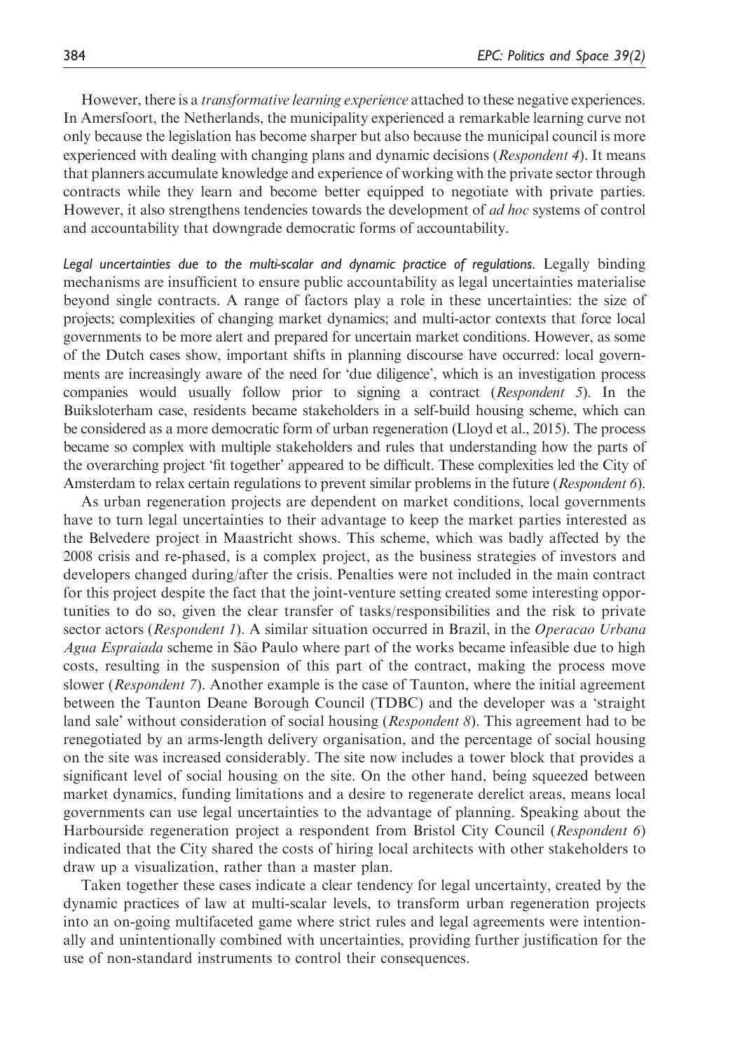However, there is a *transformative learning experience* attached to these negative experiences. In Amersfoort, the Netherlands, the municipality experienced a remarkable learning curve not only because the legislation has become sharper but also because the municipal council is more experienced with dealing with changing plans and dynamic decisions (*Respondent 4*). It means that planners accumulate knowledge and experience of working with the private sector through contracts while they learn and become better equipped to negotiate with private parties. However, it also strengthens tendencies towards the development of *ad hoc* systems of control and accountability that downgrade democratic forms of accountability.

*Legal uncertainties due to the multi-scalar and dynamic practice of regulations.* Legally binding mechanisms are insufficient to ensure public accountability as legal uncertainties materialise beyond single contracts. A range of factors play a role in these uncertainties: the size of projects; complexities of changing market dynamics; and multi-actor contexts that force local governments to be more alert and prepared for uncertain market conditions. However, as some of the Dutch cases show, important shifts in planning discourse have occurred: local governments are increasingly aware of the need for 'due diligence', which is an investigation process companies would usually follow prior to signing a contract (*Respondent 5*). In the Buiksloterham case, residents became stakeholders in a self-build housing scheme, which can be considered as a more democratic form of urban regeneration (Lloyd et al., 2015). The process became so complex with multiple stakeholders and rules that understanding how the parts of the overarching project 'fit together' appeared to be difficult. These complexities led the City of Amsterdam to relax certain regulations to prevent similar problems in the future (*Respondent 6*).

As urban regeneration projects are dependent on market conditions, local governments have to turn legal uncertainties to their advantage to keep the market parties interested as the Belvedere project in Maastricht shows. This scheme, which was badly affected by the 2008 crisis and re-phased, is a complex project, as the business strategies of investors and developers changed during/after the crisis. Penalties were not included in the main contract for this project despite the fact that the joint-venture setting created some interesting opportunities to do so, given the clear transfer of tasks/responsibilities and the risk to private sector actors (*Respondent 1*). A similar situation occurred in Brazil, in the *Operacao Urbana Agua Espraiada* scheme in São Paulo where part of the works became infeasible due to high costs, resulting in the suspension of this part of the contract, making the process move slower (*Respondent 7*). Another example is the case of Taunton, where the initial agreement between the Taunton Deane Borough Council (TDBC) and the developer was a 'straight land sale' without consideration of social housing (*Respondent 8*). This agreement had to be renegotiated by an arms-length delivery organisation, and the percentage of social housing on the site was increased considerably. The site now includes a tower block that provides a significant level of social housing on the site. On the other hand, being squeezed between market dynamics, funding limitations and a desire to regenerate derelict areas, means local governments can use legal uncertainties to the advantage of planning. Speaking about the Harbourside regeneration project a respondent from Bristol City Council (*Respondent 6*) indicated that the City shared the costs of hiring local architects with other stakeholders to draw up a visualization, rather than a master plan.

Taken together these cases indicate a clear tendency for legal uncertainty, created by the dynamic practices of law at multi-scalar levels, to transform urban regeneration projects into an on-going multifaceted game where strict rules and legal agreements were intentionally and unintentionally combined with uncertainties, providing further justification for the use of non-standard instruments to control their consequences.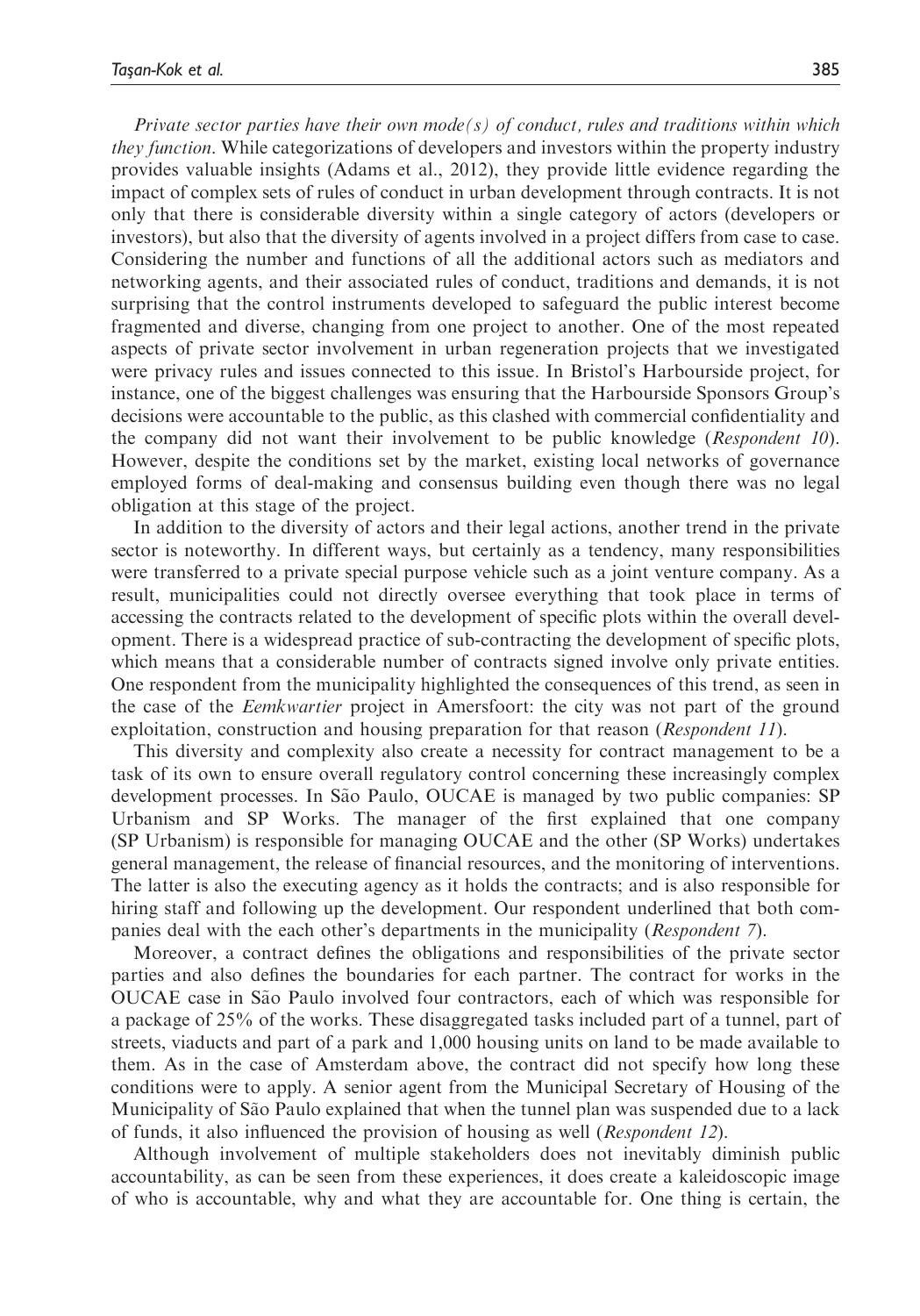*Private sector parties have their own mode(s) of conduct, rules and traditions within which they function*. While categorizations of developers and investors within the property industry provides valuable insights (Adams et al., 2012), they provide little evidence regarding the impact of complex sets of rules of conduct in urban development through contracts. It is not only that there is considerable diversity within a single category of actors (developers or investors), but also that the diversity of agents involved in a project differs from case to case. Considering the number and functions of all the additional actors such as mediators and networking agents, and their associated rules of conduct, traditions and demands, it is not surprising that the control instruments developed to safeguard the public interest become fragmented and diverse, changing from one project to another. One of the most repeated aspects of private sector involvement in urban regeneration projects that we investigated were privacy rules and issues connected to this issue. In Bristol's Harbourside project, for instance, one of the biggest challenges was ensuring that the Harbourside Sponsors Group's decisions were accountable to the public, as this clashed with commercial confidentiality and the company did not want their involvement to be public knowledge (*Respondent 10*). However, despite the conditions set by the market, existing local networks of governance employed forms of deal-making and consensus building even though there was no legal obligation at this stage of the project.

In addition to the diversity of actors and their legal actions, another trend in the private sector is noteworthy. In different ways, but certainly as a tendency, many responsibilities were transferred to a private special purpose vehicle such as a joint venture company. As a result, municipalities could not directly oversee everything that took place in terms of accessing the contracts related to the development of specific plots within the overall development. There is a widespread practice of sub-contracting the development of specific plots, which means that a considerable number of contracts signed involve only private entities. One respondent from the municipality highlighted the consequences of this trend, as seen in the case of the *Eemkwartier* project in Amersfoort: the city was not part of the ground exploitation, construction and housing preparation for that reason (*Respondent 11*).

This diversity and complexity also create a necessity for contract management to be a task of its own to ensure overall regulatory control concerning these increasingly complex development processes. In São Paulo, OUCAE is managed by two public companies: SP Urbanism and SP Works. The manager of the first explained that one company (SP Urbanism) is responsible for managing OUCAE and the other (SP Works) undertakes general management, the release of financial resources, and the monitoring of interventions. The latter is also the executing agency as it holds the contracts; and is also responsible for hiring staff and following up the development. Our respondent underlined that both companies deal with the each other's departments in the municipality (*Respondent 7*).

Moreover, a contract defines the obligations and responsibilities of the private sector parties and also defines the boundaries for each partner. The contract for works in the OUCAE case in São Paulo involved four contractors, each of which was responsible for a package of 25% of the works. These disaggregated tasks included part of a tunnel, part of streets, viaducts and part of a park and 1,000 housing units on land to be made available to them. As in the case of Amsterdam above, the contract did not specify how long these conditions were to apply. A senior agent from the Municipal Secretary of Housing of the Municipality of São Paulo explained that when the tunnel plan was suspended due to a lack of funds, it also influenced the provision of housing as well (*Respondent 12*).

Although involvement of multiple stakeholders does not inevitably diminish public accountability, as can be seen from these experiences, it does create a kaleidoscopic image of who is accountable, why and what they are accountable for. One thing is certain, the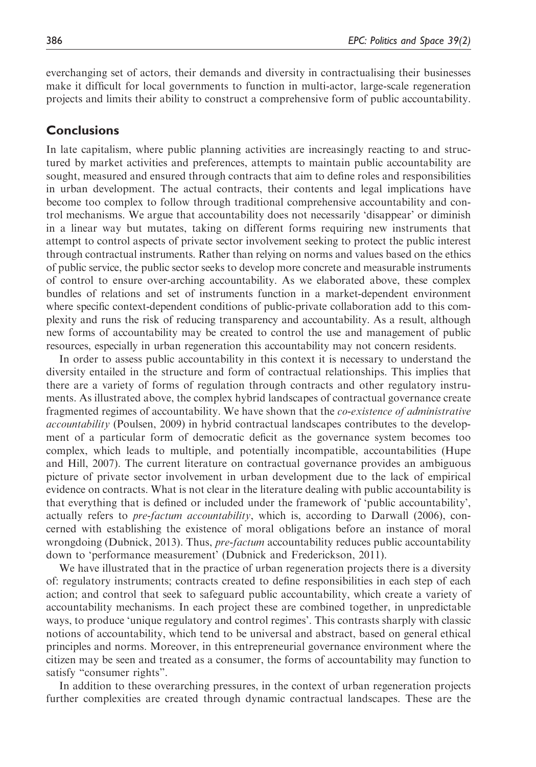everchanging set of actors, their demands and diversity in contractualising their businesses make it difficult for local governments to function in multi-actor, large-scale regeneration projects and limits their ability to construct a comprehensive form of public accountability.

## Conclusions

In late capitalism, where public planning activities are increasingly reacting to and structured by market activities and preferences, attempts to maintain public accountability are sought, measured and ensured through contracts that aim to define roles and responsibilities in urban development. The actual contracts, their contents and legal implications have become too complex to follow through traditional comprehensive accountability and control mechanisms. We argue that accountability does not necessarily 'disappear' or diminish in a linear way but mutates, taking on different forms requiring new instruments that attempt to control aspects of private sector involvement seeking to protect the public interest through contractual instruments. Rather than relying on norms and values based on the ethics of public service, the public sector seeks to develop more concrete and measurable instruments of control to ensure over-arching accountability. As we elaborated above, these complex bundles of relations and set of instruments function in a market-dependent environment where specific context-dependent conditions of public-private collaboration add to this complexity and runs the risk of reducing transparency and accountability. As a result, although new forms of accountability may be created to control the use and management of public resources, especially in urban regeneration this accountability may not concern residents.

In order to assess public accountability in this context it is necessary to understand the diversity entailed in the structure and form of contractual relationships. This implies that there are a variety of forms of regulation through contracts and other regulatory instruments. As illustrated above, the complex hybrid landscapes of contractual governance create fragmented regimes of accountability. We have shown that the *co-existence of administrative accountability* (Poulsen, 2009) in hybrid contractual landscapes contributes to the development of a particular form of democratic deficit as the governance system becomes too complex, which leads to multiple, and potentially incompatible, accountabilities (Hupe and Hill, 2007). The current literature on contractual governance provides an ambiguous picture of private sector involvement in urban development due to the lack of empirical evidence on contracts. What is not clear in the literature dealing with public accountability is that everything that is defined or included under the framework of 'public accountability', actually refers to *pre-factum accountability*, which is, according to Darwall (2006), concerned with establishing the existence of moral obligations before an instance of moral wrongdoing (Dubnick, 2013). Thus, *pre-factum* accountability reduces public accountability down to 'performance measurement' (Dubnick and Frederickson, 2011).

We have illustrated that in the practice of urban regeneration projects there is a diversity of: regulatory instruments; contracts created to define responsibilities in each step of each action; and control that seek to safeguard public accountability, which create a variety of accountability mechanisms. In each project these are combined together, in unpredictable ways, to produce 'unique regulatory and control regimes'. This contrasts sharply with classic notions of accountability, which tend to be universal and abstract, based on general ethical principles and norms. Moreover, in this entrepreneurial governance environment where the citizen may be seen and treated as a consumer, the forms of accountability may function to satisfy "consumer rights".

In addition to these overarching pressures, in the context of urban regeneration projects further complexities are created through dynamic contractual landscapes. These are the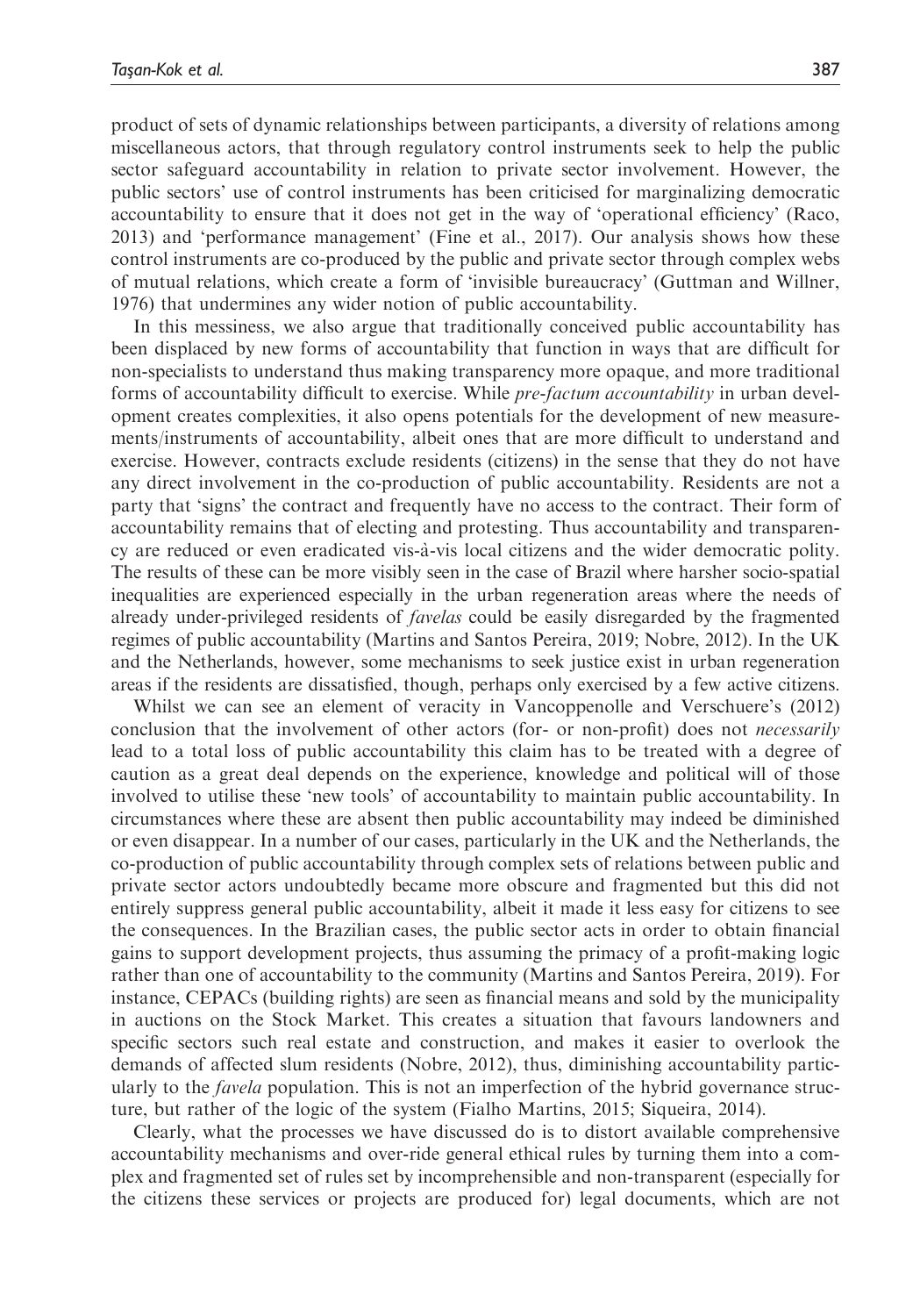product of sets of dynamic relationships between participants, a diversity of relations among miscellaneous actors, that through regulatory control instruments seek to help the public sector safeguard accountability in relation to private sector involvement. However, the public sectors' use of control instruments has been criticised for marginalizing democratic accountability to ensure that it does not get in the way of 'operational efficiency' (Raco, 2013) and 'performance management' (Fine et al., 2017). Our analysis shows how these control instruments are co-produced by the public and private sector through complex webs of mutual relations, which create a form of 'invisible bureaucracy' (Guttman and Willner, 1976) that undermines any wider notion of public accountability.

In this messiness, we also argue that traditionally conceived public accountability has been displaced by new forms of accountability that function in ways that are difficult for non-specialists to understand thus making transparency more opaque, and more traditional forms of accountability difficult to exercise. While *pre-factum accountability* in urban development creates complexities, it also opens potentials for the development of new measurements/instruments of accountability, albeit ones that are more difficult to understand and exercise. However, contracts exclude residents (citizens) in the sense that they do not have any direct involvement in the co-production of public accountability. Residents are not a party that 'signs' the contract and frequently have no access to the contract. Their form of accountability remains that of electing and protesting. Thus accountability and transparency are reduced or even eradicated vis-à-vis local citizens and the wider democratic polity. The results of these can be more visibly seen in the case of Brazil where harsher socio-spatial inequalities are experienced especially in the urban regeneration areas where the needs of already under-privileged residents of *favelas* could be easily disregarded by the fragmented regimes of public accountability (Martins and Santos Pereira, 2019; Nobre, 2012). In the UK and the Netherlands, however, some mechanisms to seek justice exist in urban regeneration areas if the residents are dissatisfied, though, perhaps only exercised by a few active citizens.

Whilst we can see an element of veracity in Vancoppenolle and Verschuere's (2012) conclusion that the involvement of other actors (for- or non-profit) does not *necessarily* lead to a total loss of public accountability this claim has to be treated with a degree of caution as a great deal depends on the experience, knowledge and political will of those involved to utilise these 'new tools' of accountability to maintain public accountability. In circumstances where these are absent then public accountability may indeed be diminished or even disappear. In a number of our cases, particularly in the UK and the Netherlands, the co-production of public accountability through complex sets of relations between public and private sector actors undoubtedly became more obscure and fragmented but this did not entirely suppress general public accountability, albeit it made it less easy for citizens to see the consequences. In the Brazilian cases, the public sector acts in order to obtain financial gains to support development projects, thus assuming the primacy of a profit-making logic rather than one of accountability to the community (Martins and Santos Pereira, 2019). For instance, CEPACs (building rights) are seen as financial means and sold by the municipality in auctions on the Stock Market. This creates a situation that favours landowners and specific sectors such real estate and construction, and makes it easier to overlook the demands of affected slum residents (Nobre, 2012), thus, diminishing accountability particularly to the *favela* population. This is not an imperfection of the hybrid governance structure, but rather of the logic of the system (Fialho Martins, 2015; Siqueira, 2014).

Clearly, what the processes we have discussed do is to distort available comprehensive accountability mechanisms and over-ride general ethical rules by turning them into a complex and fragmented set of rules set by incomprehensible and non-transparent (especially for the citizens these services or projects are produced for) legal documents, which are not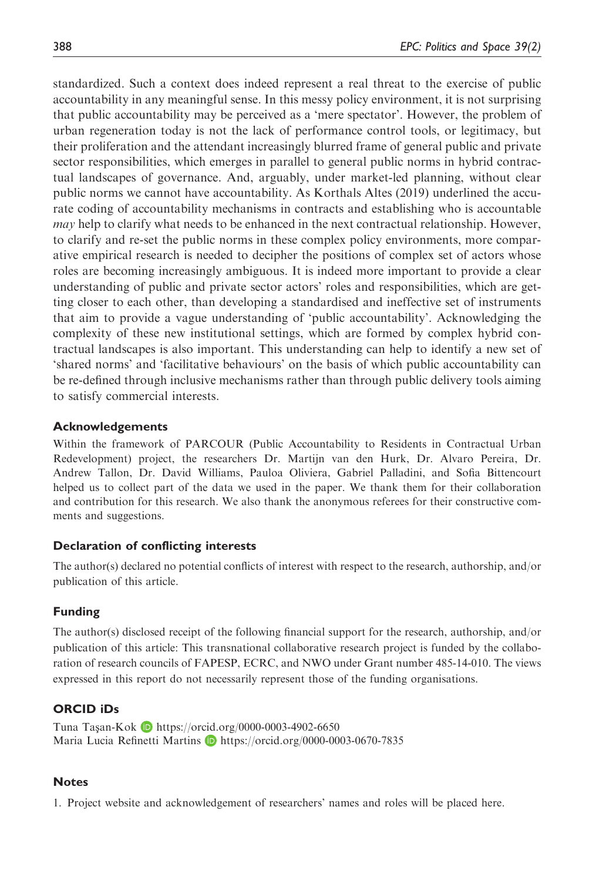standardized. Such a context does indeed represent a real threat to the exercise of public accountability in any meaningful sense. In this messy policy environment, it is not surprising that public accountability may be perceived as a 'mere spectator'. However, the problem of urban regeneration today is not the lack of performance control tools, or legitimacy, but their proliferation and the attendant increasingly blurred frame of general public and private sector responsibilities, which emerges in parallel to general public norms in hybrid contractual landscapes of governance. And, arguably, under market-led planning, without clear public norms we cannot have accountability. As Korthals Altes (2019) underlined the accurate coding of accountability mechanisms in contracts and establishing who is accountable *may* help to clarify what needs to be enhanced in the next contractual relationship. However, to clarify and re-set the public norms in these complex policy environments, more comparative empirical research is needed to decipher the positions of complex set of actors whose roles are becoming increasingly ambiguous. It is indeed more important to provide a clear understanding of public and private sector actors' roles and responsibilities, which are getting closer to each other, than developing a standardised and ineffective set of instruments that aim to provide a vague understanding of 'public accountability'. Acknowledging the complexity of these new institutional settings, which are formed by complex hybrid contractual landscapes is also important. This understanding can help to identify a new set of 'shared norms' and 'facilitative behaviours' on the basis of which public accountability can be re-defined through inclusive mechanisms rather than through public delivery tools aiming to satisfy commercial interests.

## Acknowledgements

Within the framework of PARCOUR (Public Accountability to Residents in Contractual Urban Redevelopment) project, the researchers Dr. Martijn van den Hurk, Dr. Alvaro Pereira, Dr. Andrew Tallon, Dr. David Williams, Pauloa Oliviera, Gabriel Palladini, and Sofia Bittencourt helped us to collect part of the data we used in the paper. We thank them for their collaboration and contribution for this research. We also thank the anonymous referees for their constructive comments and suggestions.

## Declaration of conflicting interests

The author(s) declared no potential conflicts of interest with respect to the research, authorship, and/or publication of this article.

## Funding

The author(s) disclosed receipt of the following financial support for the research, authorship, and/or publication of this article: This transnational collaborative research project is funded by the collaboration of research councils of FAPESP, ECRC, and NWO under Grant number 485-14-010. The views expressed in this report do not necessarily represent those of the funding organisations.

## ORCID iDs

Tuna Taşan-Kok https://orcid.org/0000-0003-4902-6650
Maria Lucia Refinetti Martins https://orcid.org/0000-0003-0670-7835

## Notes

1. Project website and acknowledgement of researchers' names and roles will be placed here.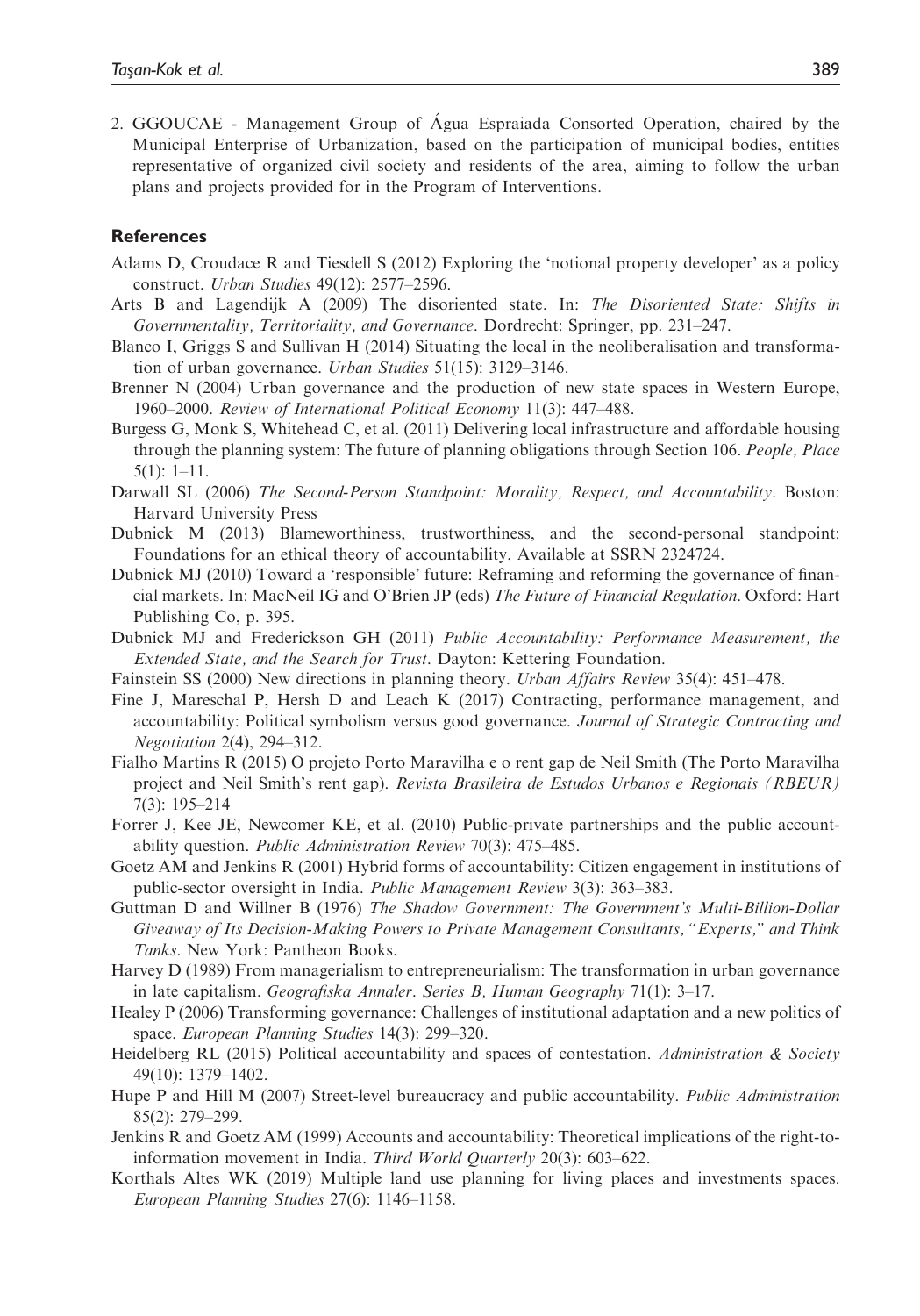2. GGOUCAE - Management Group of Água Espraiada Consorted Operation, chaired by the Municipal Enterprise of Urbanization, based on the participation of municipal bodies, entities representative of organized civil society and residents of the area, aiming to follow the urban plans and projects provided for in the Program of Interventions.

## References

Adams D, Croudace R and Tiesdell S (2012) Exploring the 'notional property developer' as a policy construct. *Urban Studies* 49(12): 2577–2596.

Arts B and Lagendijk A (2009) The disoriented state. In: *The Disoriented State: Shifts in Governmentality, Territoriality, and Governance*. Dordrecht: Springer, pp. 231–247.

Blanco I, Griggs S and Sullivan H (2014) Situating the local in the neoliberalisation and transformation of urban governance. *Urban Studies* 51(15): 3129–3146.

Brenner N (2004) Urban governance and the production of new state spaces in Western Europe, 1960–2000. *Review of International Political Economy* 11(3): 447–488.

Burgess G, Monk S, Whitehead C, et al. (2011) Delivering local infrastructure and affordable housing through the planning system: The future of planning obligations through Section 106. *People, Place* 5(1): 1–11.

Darwall SL (2006) *The Second-Person Standpoint: Morality, Respect, and Accountability*. Boston: Harvard University Press

Dubnick M (2013) Blameworthiness, trustworthiness, and the second-personal standpoint: Foundations for an ethical theory of accountability. Available at SSRN 2324724.

Dubnick MJ (2010) Toward a 'responsible' future: Reframing and reforming the governance of financial markets. In: MacNeil IG and O'Brien JP (eds) *The Future of Financial Regulation*. Oxford: Hart Publishing Co, p. 395.

Dubnick MJ and Frederickson GH (2011) *Public Accountability: Performance Measurement, the Extended State, and the Search for Trust*. Dayton: Kettering Foundation.

Fainstein SS (2000) New directions in planning theory. *Urban Affairs Review* 35(4): 451–478.

Fine J, Mareschal P, Hersh D and Leach K (2017) Contracting, performance management, and accountability: Political symbolism versus good governance. *Journal of Strategic Contracting and Negotiation* 2(4), 294–312.

Fialho Martins R (2015) O projeto Porto Maravilha e o rent gap de Neil Smith (The Porto Maravilha project and Neil Smith's rent gap). *Revista Brasileira de Estudos Urbanos e Regionais (RBEUR)* 7(3): 195–214

Forrer J, Kee JE, Newcomer KE, et al. (2010) Public-private partnerships and the public accountability question. *Public Administration Review* 70(3): 475–485.

Goetz AM and Jenkins R (2001) Hybrid forms of accountability: Citizen engagement in institutions of public-sector oversight in India. *Public Management Review* 3(3): 363–383.

Guttman D and Willner B (1976) *The Shadow Government: The Government's Multi-Billion-Dollar Giveaway of Its Decision-Making Powers to Private Management Consultants, "Experts," and Think Tanks*. New York: Pantheon Books.

Harvey D (1989) From managerialism to entrepreneurialism: The transformation in urban governance in late capitalism. *Geografiska Annaler. Series B, Human Geography* 71(1): 3–17.

Healey P (2006) Transforming governance: Challenges of institutional adaptation and a new politics of space. *European Planning Studies* 14(3): 299–320.

Heidelberg RL (2015) Political accountability and spaces of contestation. *Administration & Society* 49(10): 1379–1402.

Hupe P and Hill M (2007) Street-level bureaucracy and public accountability. *Public Administration* 85(2): 279–299.

Jenkins R and Goetz AM (1999) Accounts and accountability: Theoretical implications of the right-to-information movement in India. *Third World Quarterly* 20(3): 603–622.

Korthals Altes WK (2019) Multiple land use planning for living places and investments spaces. *European Planning Studies* 27(6): 1146–1158.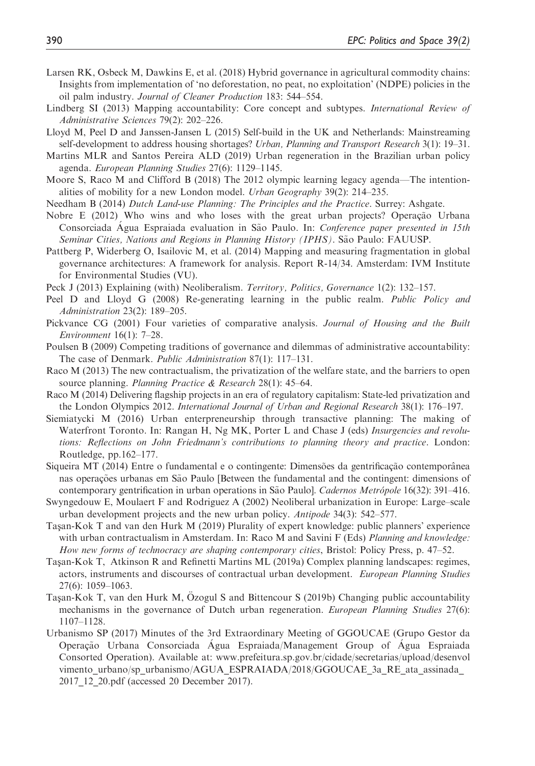Larsen RK, Osbeck M, Dawkins E, et al. (2018) Hybrid governance in agricultural commodity chains: Insights from implementation of 'no deforestation, no peat, no exploitation' (NDPE) policies in the oil palm industry. *Journal of Cleaner Production* 183: 544–554.

Lindberg SI (2013) Mapping accountability: Core concept and subtypes. *International Review of Administrative Sciences* 79(2): 202–226.

Lloyd M, Peel D and Janssen-Jansen L (2015) Self-build in the UK and Netherlands: Mainstreaming self-development to address housing shortages? *Urban, Planning and Transport Research* 3(1): 19–31.

Martins MLR and Santos Pereira ALD (2019) Urban regeneration in the Brazilian urban policy agenda. *European Planning Studies* 27(6): 1129–1145.

Moore S, Raco M and Clifford B (2018) The 2012 olympic learning legacy agenda—The intentionalities of mobility for a new London model. *Urban Geography* 39(2): 214–235.

Needham B (2014) *Dutch Land-use Planning: The Principles and the Practice*. Surrey: Ashgate.

Nobre E (2012) Who wins and who loses with the great urban projects? Operação Urbana Consorciada Água Espraiada evaluation in São Paulo. In: *Conference paper presented in 15th Seminar Cities, Nations and Regions in Planning History (IPHS)*. São Paulo: FAUUSP.

Pattberg P, Widerberg O, Isailovic M, et al. (2014) Mapping and measuring fragmentation in global governance architectures: A framework for analysis. Report R-14/34. Amsterdam: IVM Institute for Environmental Studies (VU).

Peck J (2013) Explaining (with) Neoliberalism. *Territory, Politics, Governance* 1(2): 132–157.

Peel D and Lloyd G (2008) Re-generating learning in the public realm. *Public Policy and Administration* 23(2): 189–205.

Pickvance CG (2001) Four varieties of comparative analysis. *Journal of Housing and the Built Environment* 16(1): 7–28.

Poulsen B (2009) Competing traditions of governance and dilemmas of administrative accountability: The case of Denmark. *Public Administration* 87(1): 117–131.

Raco M (2013) The new contractualism, the privatization of the welfare state, and the barriers to open source planning. *Planning Practice & Research* 28(1): 45–64.

Raco M (2014) Delivering flagship projects in an era of regulatory capitalism: State-led privatization and the London Olympics 2012. *International Journal of Urban and Regional Research* 38(1): 176–197.

Siemiatycki M (2016) Urban enterpreneurship through transactive planning: The making of Waterfront Toronto. In: Rangan H, Ng MK, Porter L and Chase J (eds) *Insurgencies and revolutions: Reflections on John Friedmann's contributions to planning theory and practice*. London: Routledge, pp.162–177.

Siqueira MT (2014) Entre o fundamental e o contingente: Dimensões da gentrificação contemporânea nas operações urbanas em São Paulo [Between the fundamental and the contingent: dimensions of contemporary gentrification in urban operations in São Paulo]. *Cadernos Metrópole* 16(32): 391–416.

Swyngedouw E, Moulaert F and Rodriguez A (2002) Neoliberal urbanization in Europe: Large–scale urban development projects and the new urban policy. *Antipode* 34(3): 542–577.

Taşan-Kok T and van den Hurk M (2019) Plurality of expert knowledge: public planners' experience with urban contractualism in Amsterdam. In: Raco M and Savini F (Eds) *Planning and knowledge: How new forms of technocracy are shaping contemporary cities*, Bristol: Policy Press, p. 47–52.

Taşan-Kok T, Atkinson R and Refinetti Martins ML (2019a) Complex planning landscapes: regimes, actors, instruments and discourses of contractual urban development. *European Planning Studies* 27(6): 1059–1063.

Taşan-Kok T, van den Hurk M, Özogul S and Bittencour S (2019b) Changing public accountability mechanisms in the governance of Dutch urban regeneration. *European Planning Studies* 27(6): 1107–1128.

Urbanismo SP (2017) Minutes of the 3rd Extraordinary Meeting of GGOUCAE (Grupo Gestor da Operação Urbana Consorciada Água Espraiada/Management Group of Água Espraiada Consorted Operation). Available at: www.prefeitura.sp.gov.br/cidade/secretarias/upload/desenvolvimento_urbano/sp_urbanismo/AGUA_ESPRAIADA/2018/GGOUCAE_3a_RE_ata_assinada_2017_12_20.pdf (accessed 20 December 2017).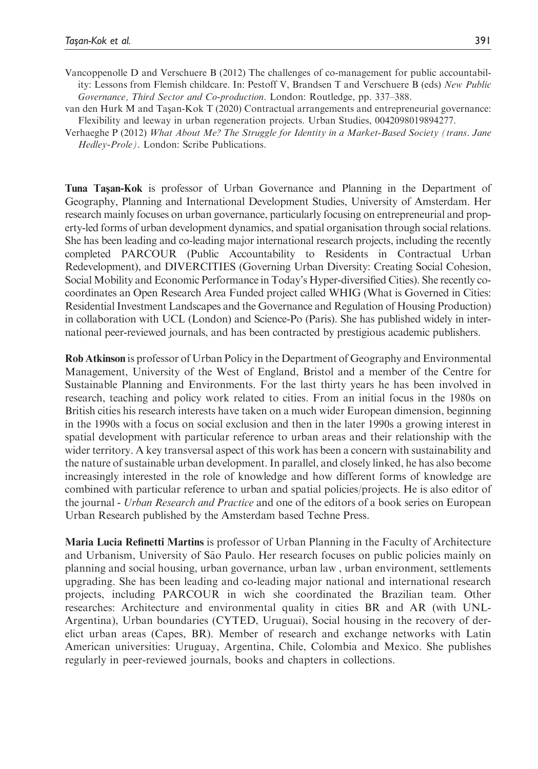Vancoppenolle D and Verschuere B (2012) The challenges of co-management for public accountability: Lessons from Flemish childcare. In: Pestoff V, Brandsen T and Verschuere B (eds) *New Public Governance, Third Sector and Co-production*. London: Routledge, pp. 337–388.

van den Hurk M and Taşan-Kok T (2020) Contractual arrangements and entrepreneurial governance: Flexibility and leeway in urban regeneration projects. Urban Studies, 0042098019894277.

Verhaeghe P (2012) *What About Me? The Struggle for Identity in a Market-Based Society (trans. Jane Hedley-Prole)*. London: Scribe Publications.

**Tuna Taşan-Kok** is professor of Urban Governance and Planning in the Department of Geography, Planning and International Development Studies, University of Amsterdam. Her research mainly focuses on urban governance, particularly focusing on entrepreneurial and property-led forms of urban development dynamics, and spatial organisation through social relations. She has been leading and co-leading major international research projects, including the recently completed PARCOUR (Public Accountability to Residents in Contractual Urban Redevelopment), and DIVERCITIES (Governing Urban Diversity: Creating Social Cohesion, Social Mobility and Economic Performance in Today's Hyper-diversified Cities). She recently co-coordinates an Open Research Area Funded project called WHIG (What is Governed in Cities: Residential Investment Landscapes and the Governance and Regulation of Housing Production) in collaboration with UCL (London) and Science-Po (Paris). She has published widely in international peer-reviewed journals, and has been contracted by prestigious academic publishers.

**Rob Atkinson** is professor of Urban Policy in the Department of Geography and Environmental Management, University of the West of England, Bristol and a member of the Centre for Sustainable Planning and Environments. For the last thirty years he has been involved in research, teaching and policy work related to cities. From an initial focus in the 1980s on British cities his research interests have taken on a much wider European dimension, beginning in the 1990s with a focus on social exclusion and then in the later 1990s a growing interest in spatial development with particular reference to urban areas and their relationship with the wider territory. A key transversal aspect of this work has been a concern with sustainability and the nature of sustainable urban development. In parallel, and closely linked, he has also become increasingly interested in the role of knowledge and how different forms of knowledge are combined with particular reference to urban and spatial policies/projects. He is also editor of the journal - *Urban Research and Practice* and one of the editors of a book series on European Urban Research published by the Amsterdam based Techne Press.

**Maria Lucia Refinetti Martins** is professor of Urban Planning in the Faculty of Architecture and Urbanism, University of São Paulo. Her research focuses on public policies mainly on planning and social housing, urban governance, urban law , urban environment, settlements upgrading. She has been leading and co-leading major national and international research projects, including PARCOUR in wich she coordinated the Brazilian team. Other researches: Architecture and environmental quality in cities BR and AR (with UNL-Argentina), Urban boundaries (CYTED, Uruguai), Social housing in the recovery of derelict urban areas (Capes, BR). Member of research and exchange networks with Latin American universities: Uruguay, Argentina, Chile, Colombia and Mexico. She publishes regularly in peer-reviewed journals, books and chapters in collections.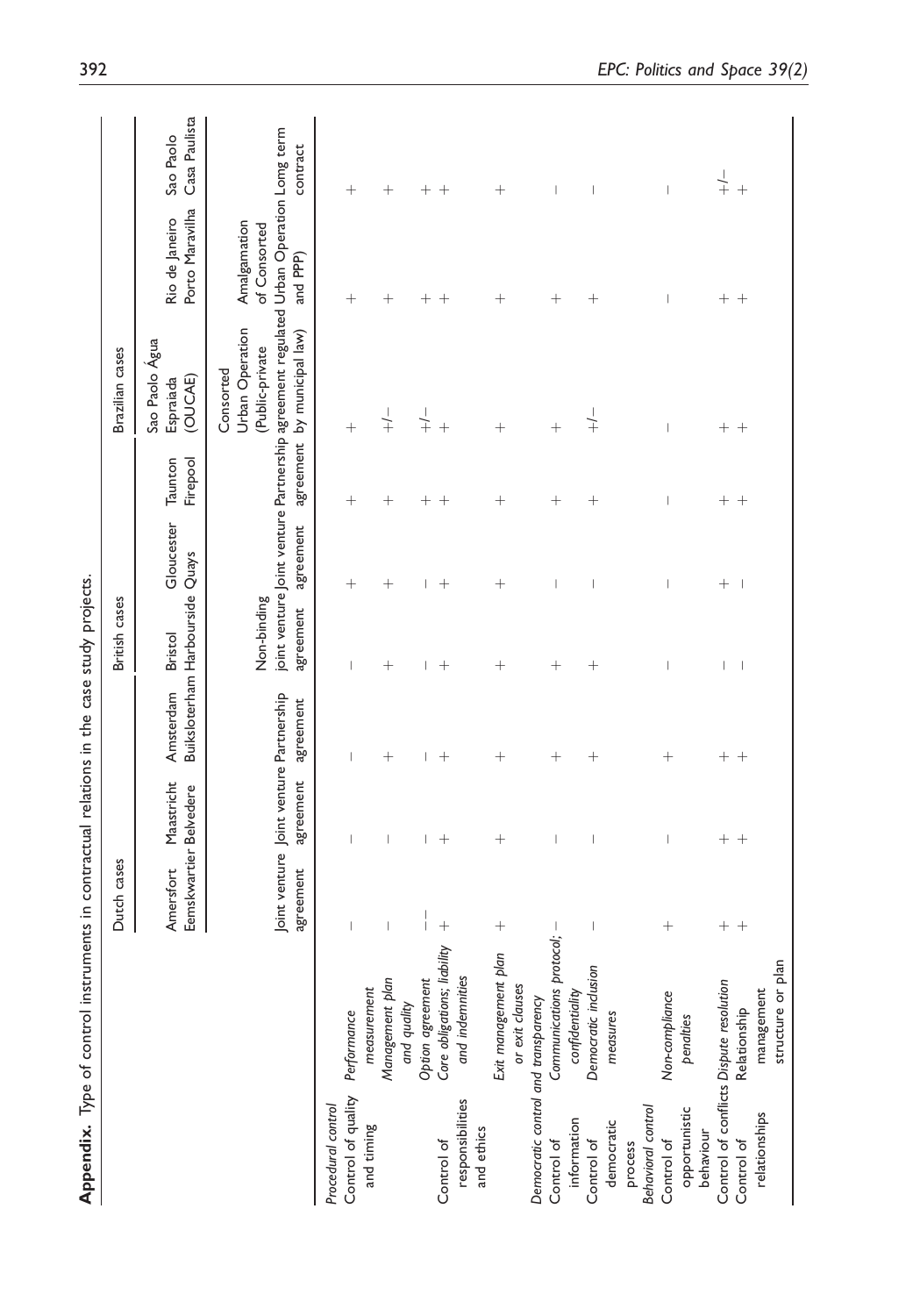**Appendix.** Type of control instruments in contractual relations in the case study projects.

| | | Dutch cases | | | British cases | | | Brazilian cases | | |
|---|---|---|---|---|---|---|---|---|---|---|
| | | Amersfort Eemskwartier | Maastricht Belvedere | Amsterdam Buiksloterham | Bristol Harbourside | Gloucester Quays | Taunton Firepool | Sao Paolo Água Espraiada (OUCAE) | Rio de Janeiro Porto Maravilha | Sao Paolo Casa Paulista |
| | | Joint venture agreement | Joint venture agreement | Partnership agreement | Non-binding joint venture agreement | Joint venture agreement | Partnership agreement | Consorted Urban Operation (Public-private agreement regulated by municipal law) | Amalgamation of Consorted Urban Operation and PPP) | Long term contract |
| *Procedural control* | | | | | | | | | | |
| Control of quality and timing | *Performance measurement* | – | – | – | – | + | + | + | + | + |
| | *Management plan and quality* | – | – | + | + | + | + | +/– | + | + |
| Control of responsibilities and ethics | *Option agreement* | – – | – | – | – | – | + | +/– | + | + |
| | *Core obligations; liability and indemnities* | + | + | + | + | + | + | + | + | + |
| | *Exit management plan or exit clauses* | + | + | + | + | + | + | + | + | + |
| *Democratic control and transparency* | | | | | | | | | | |
| Control of information | *Communications protocol; confidentiality* | – | – | + | + | – | + | + | + | – |
| Control of democratic process | *Democratic inclusion measures* | – | – | + | + | – | + | +/– | + | – |
| *Behavioral control* | | | | | | | | | | |
| Control of opportunistic behaviour | *Non-compliance penalties* | + | – | + | – | – | – | – | – | – |
| Control of conflicts | *Dispute resolution* | + | + | + | – | + | + | + | + | +/– |
| Control of relationships | Relationship management structure or plan | + | + | + | – | – | + | + | + | + |